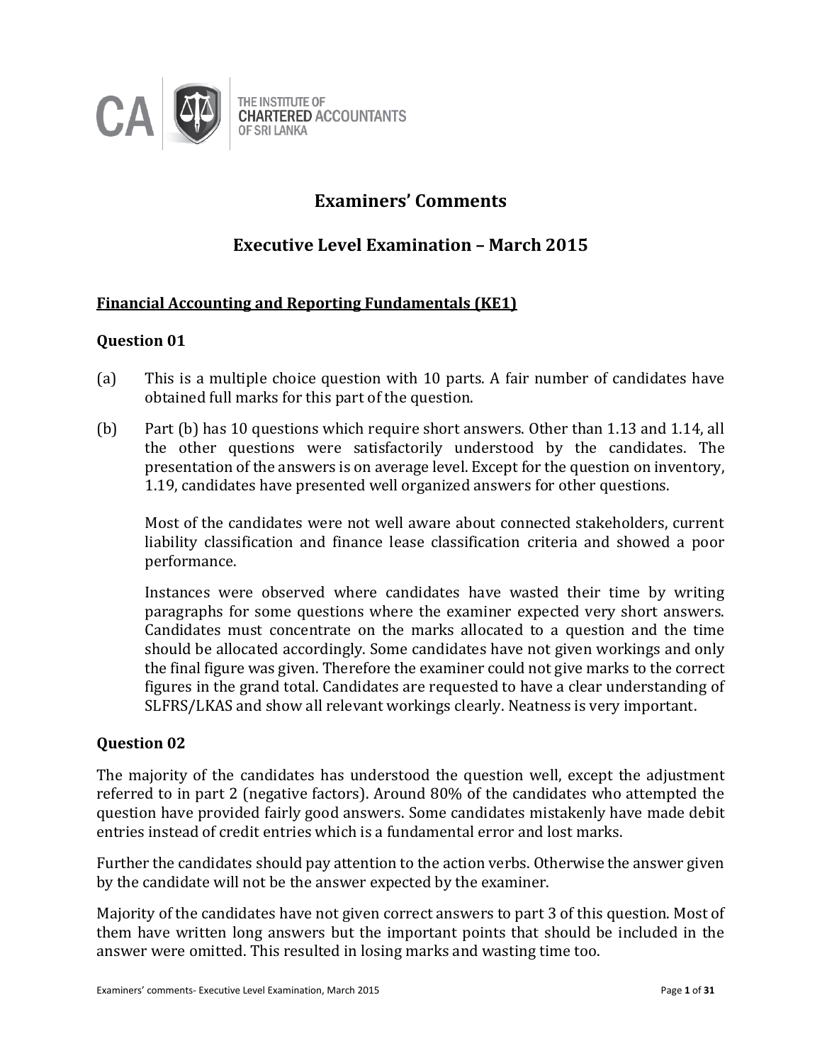CA THE INSTITUTE OF CHARTERED ACCOUNTANTS OF SRI LANKA

# Examiners' Comments

## Executive Level Examination – March 2015

### **Financial Accounting and Reporting Fundamentals (KE1)**

### Question 01

(a) This is a multiple choice question with 10 parts. A fair number of candidates have obtained full marks for this part of the question.

(b) Part (b) has 10 questions which require short answers. Other than 1.13 and 1.14, all the other questions were satisfactorily understood by the candidates. The presentation of the answers is on average level. Except for the question on inventory, 1.19, candidates have presented well organized answers for other questions.

Most of the candidates were not well aware about connected stakeholders, current liability classification and finance lease classification criteria and showed a poor performance.

Instances were observed where candidates have wasted their time by writing paragraphs for some questions where the examiner expected very short answers. Candidates must concentrate on the marks allocated to a question and the time should be allocated accordingly. Some candidates have not given workings and only the final figure was given. Therefore the examiner could not give marks to the correct figures in the grand total. Candidates are requested to have a clear understanding of SLFRS/LKAS and show all relevant workings clearly. Neatness is very important.

### Question 02

The majority of the candidates has understood the question well, except the adjustment referred to in part 2 (negative factors). Around 80% of the candidates who attempted the question have provided fairly good answers. Some candidates mistakenly have made debit entries instead of credit entries which is a fundamental error and lost marks.

Further the candidates should pay attention to the action verbs. Otherwise the answer given by the candidate will not be the answer expected by the examiner.

Majority of the candidates have not given correct answers to part 3 of this question. Most of them have written long answers but the important points that should be included in the answer were omitted. This resulted in losing marks and wasting time too.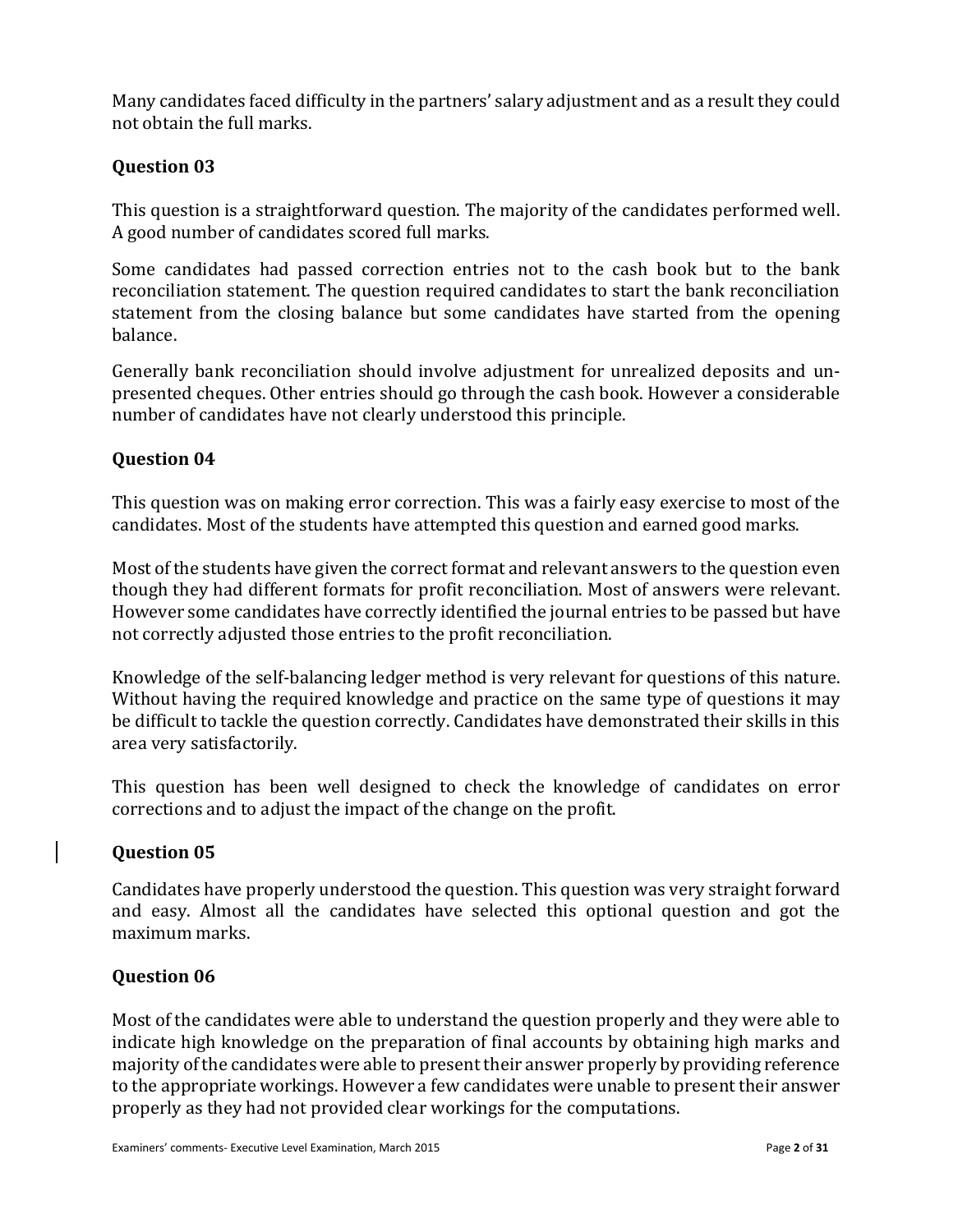Many candidates faced difficulty in the partners' salary adjustment and as a result they could not obtain the full marks.

### Question 03

This question is a straightforward question. The majority of the candidates performed well. A good number of candidates scored full marks.

Some candidates had passed correction entries not to the cash book but to the bank reconciliation statement. The question required candidates to start the bank reconciliation statement from the closing balance but some candidates have started from the opening balance.

Generally bank reconciliation should involve adjustment for unrealized deposits and un-presented cheques. Other entries should go through the cash book. However a considerable number of candidates have not clearly understood this principle.

### Question 04

This question was on making error correction. This was a fairly easy exercise to most of the candidates. Most of the students have attempted this question and earned good marks.

Most of the students have given the correct format and relevant answers to the question even though they had different formats for profit reconciliation. Most of answers were relevant. However some candidates have correctly identified the journal entries to be passed but have not correctly adjusted those entries to the profit reconciliation.

Knowledge of the self-balancing ledger method is very relevant for questions of this nature. Without having the required knowledge and practice on the same type of questions it may be difficult to tackle the question correctly. Candidates have demonstrated their skills in this area very satisfactorily.

This question has been well designed to check the knowledge of candidates on error corrections and to adjust the impact of the change on the profit.

### Question 05

Candidates have properly understood the question. This question was very straight forward and easy. Almost all the candidates have selected this optional question and got the maximum marks.

### Question 06

Most of the candidates were able to understand the question properly and they were able to indicate high knowledge on the preparation of final accounts by obtaining high marks and majority of the candidates were able to present their answer properly by providing reference to the appropriate workings. However a few candidates were unable to present their answer properly as they had not provided clear workings for the computations.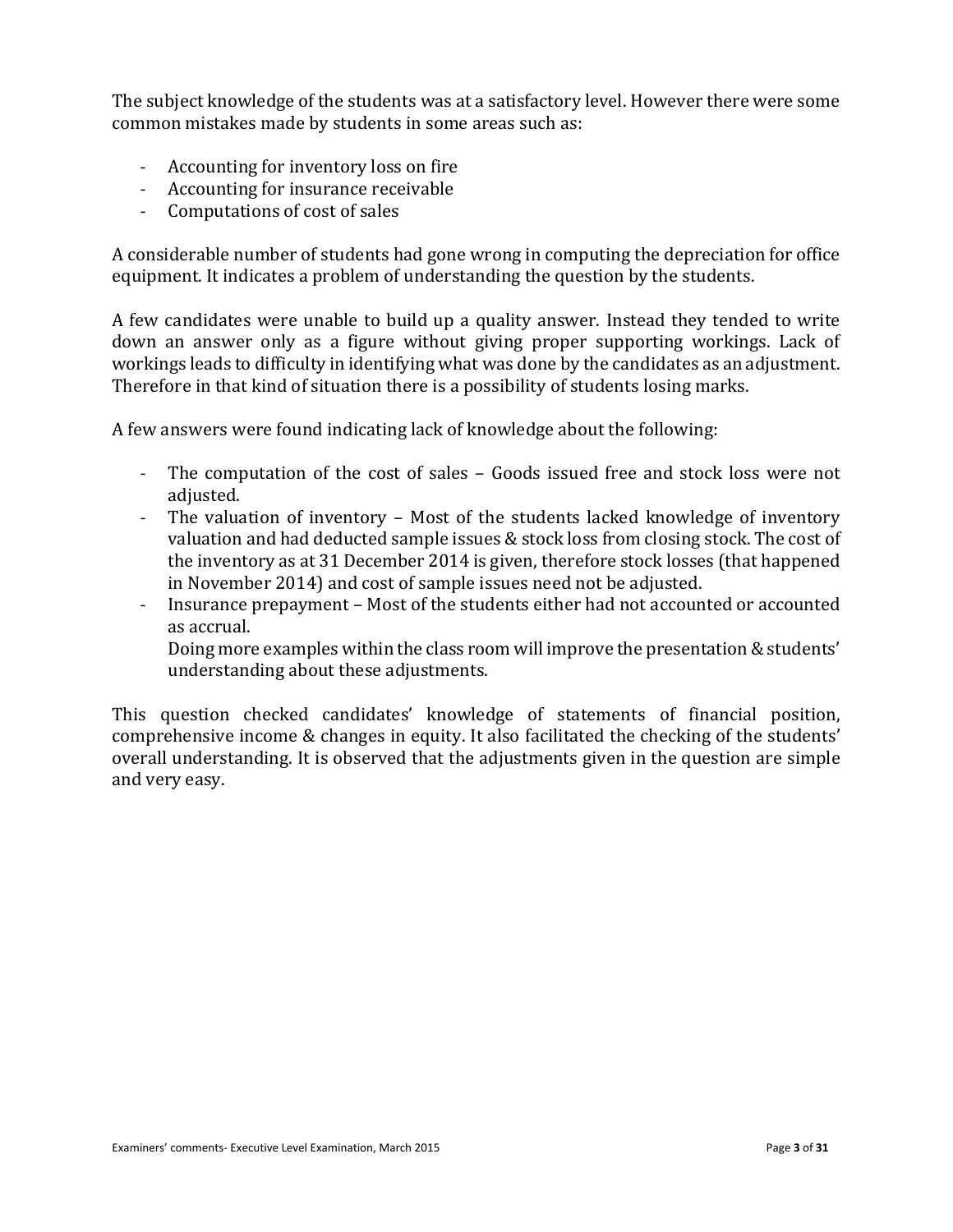The subject knowledge of the students was at a satisfactory level. However there were some common mistakes made by students in some areas such as:

- Accounting for inventory loss on fire
- Accounting for insurance receivable
- Computations of cost of sales

A considerable number of students had gone wrong in computing the depreciation for office equipment. It indicates a problem of understanding the question by the students.

A few candidates were unable to build up a quality answer. Instead they tended to write down an answer only as a figure without giving proper supporting workings. Lack of workings leads to difficulty in identifying what was done by the candidates as an adjustment. Therefore in that kind of situation there is a possibility of students losing marks.

A few answers were found indicating lack of knowledge about the following:

- The computation of the cost of sales – Goods issued free and stock loss were not adjusted.
- The valuation of inventory – Most of the students lacked knowledge of inventory valuation and had deducted sample issues & stock loss from closing stock. The cost of the inventory as at 31 December 2014 is given, therefore stock losses (that happened in November 2014) and cost of sample issues need not be adjusted.
- Insurance prepayment – Most of the students either had not accounted or accounted as accrual.

  Doing more examples within the class room will improve the presentation & students' understanding about these adjustments.

This question checked candidates' knowledge of statements of financial position, comprehensive income & changes in equity. It also facilitated the checking of the students' overall understanding. It is observed that the adjustments given in the question are simple and very easy.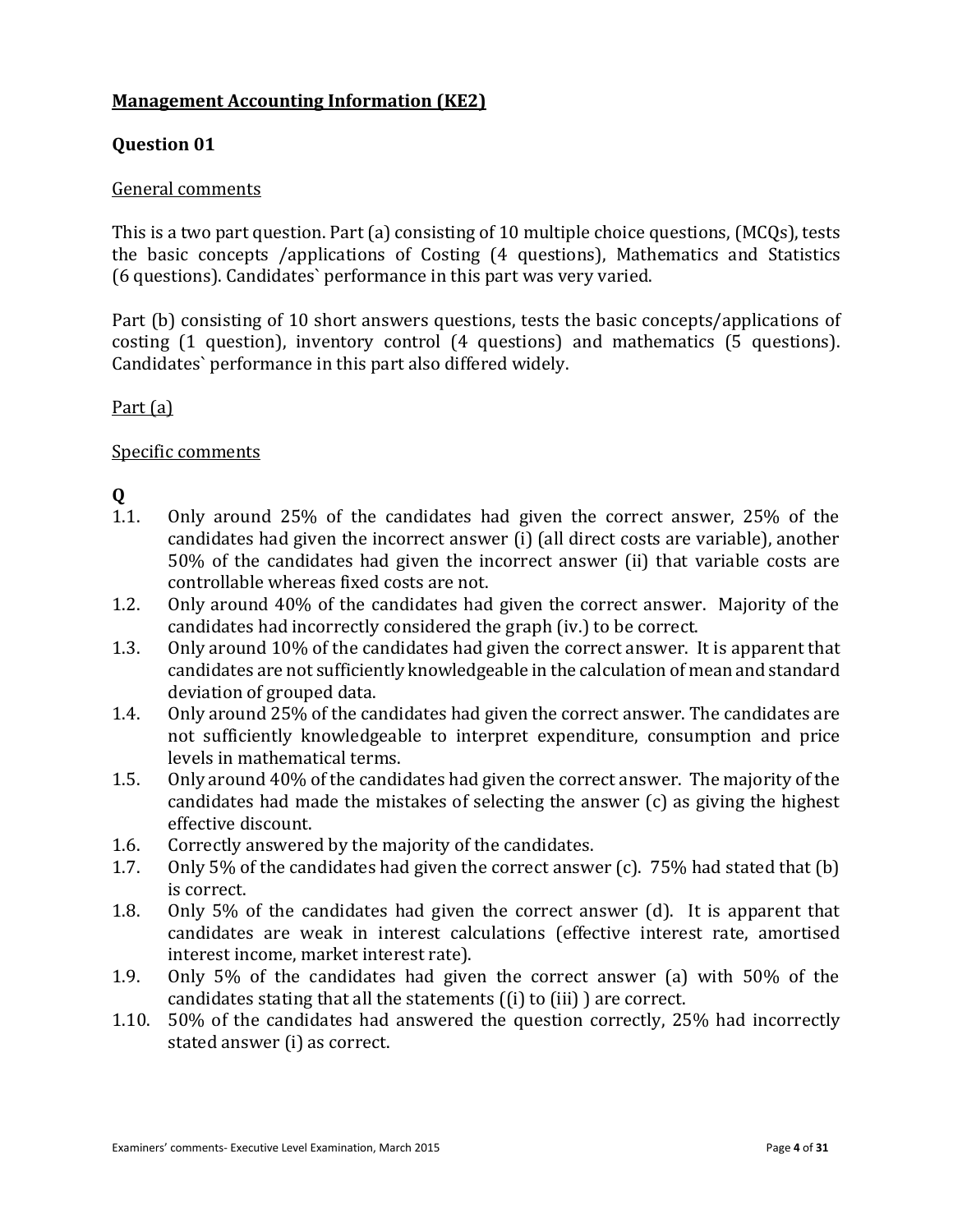## Management Accounting Information (KE2)

### Question 01

General comments

This is a two part question. Part (a) consisting of 10 multiple choice questions, (MCQs), tests the basic concepts /applications of Costing (4 questions), Mathematics and Statistics (6 questions). Candidates` performance in this part was very varied.

Part (b) consisting of 10 short answers questions, tests the basic concepts/applications of costing (1 question), inventory control (4 questions) and mathematics (5 questions). Candidates` performance in this part also differed widely.

Part (a)

Specific comments

**Q**

1.1. Only around 25% of the candidates had given the correct answer, 25% of the candidates had given the incorrect answer (i) (all direct costs are variable), another 50% of the candidates had given the incorrect answer (ii) that variable costs are controllable whereas fixed costs are not.

1.2. Only around 40% of the candidates had given the correct answer. Majority of the candidates had incorrectly considered the graph (iv.) to be correct.

1.3. Only around 10% of the candidates had given the correct answer. It is apparent that candidates are not sufficiently knowledgeable in the calculation of mean and standard deviation of grouped data.

1.4. Only around 25% of the candidates had given the correct answer. The candidates are not sufficiently knowledgeable to interpret expenditure, consumption and price levels in mathematical terms.

1.5. Only around 40% of the candidates had given the correct answer. The majority of the candidates had made the mistakes of selecting the answer (c) as giving the highest effective discount.

1.6. Correctly answered by the majority of the candidates.

1.7. Only 5% of the candidates had given the correct answer (c). 75% had stated that (b) is correct.

1.8. Only 5% of the candidates had given the correct answer (d). It is apparent that candidates are weak in interest calculations (effective interest rate, amortised interest income, market interest rate).

1.9. Only 5% of the candidates had given the correct answer (a) with 50% of the candidates stating that all the statements ((i) to (iii) ) are correct.

1.10. 50% of the candidates had answered the question correctly, 25% had incorrectly stated answer (i) as correct.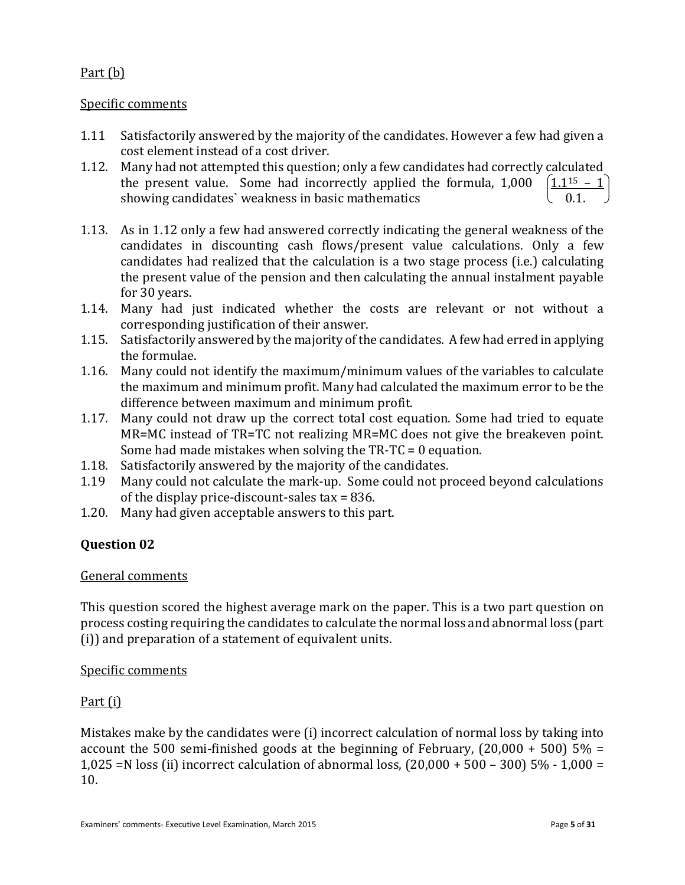Part (b)

Specific comments

1.11 Satisfactorily answered by the majority of the candidates. However a few had given a cost element instead of a cost driver.

1.12. Many had not attempted this question; only a few candidates had correctly calculated the present value. Some had incorrectly applied the formula, 1,000 $\left(\frac{1.1^{15} - 1}{0.1.}\right)$ showing candidates` weakness in basic mathematics

1.13. As in 1.12 only a few had answered correctly indicating the general weakness of the candidates in discounting cash flows/present value calculations. Only a few candidates had realized that the calculation is a two stage process (i.e.) calculating the present value of the pension and then calculating the annual instalment payable for 30 years.

1.14. Many had just indicated whether the costs are relevant or not without a corresponding justification of their answer.

1.15. Satisfactorily answered by the majority of the candidates. A few had erred in applying the formulae.

1.16. Many could not identify the maximum/minimum values of the variables to calculate the maximum and minimum profit. Many had calculated the maximum error to be the difference between maximum and minimum profit.

1.17. Many could not draw up the correct total cost equation. Some had tried to equate MR=MC instead of TR=TC not realizing MR=MC does not give the breakeven point. Some had made mistakes when solving the TR-TC = 0 equation.

1.18. Satisfactorily answered by the majority of the candidates.

1.19 Many could not calculate the mark-up. Some could not proceed beyond calculations of the display price-discount-sales tax = 836.

1.20. Many had given acceptable answers to this part.

**Question 02**

General comments

This question scored the highest average mark on the paper. This is a two part question on process costing requiring the candidates to calculate the normal loss and abnormal loss (part (i)) and preparation of a statement of equivalent units.

Specific comments

Part (i)

Mistakes make by the candidates were (i) incorrect calculation of normal loss by taking into account the 500 semi-finished goods at the beginning of February, (20,000 + 500) 5% = 1,025 =N loss (ii) incorrect calculation of abnormal loss, (20,000 + 500 – 300) 5% - 1,000 = 10.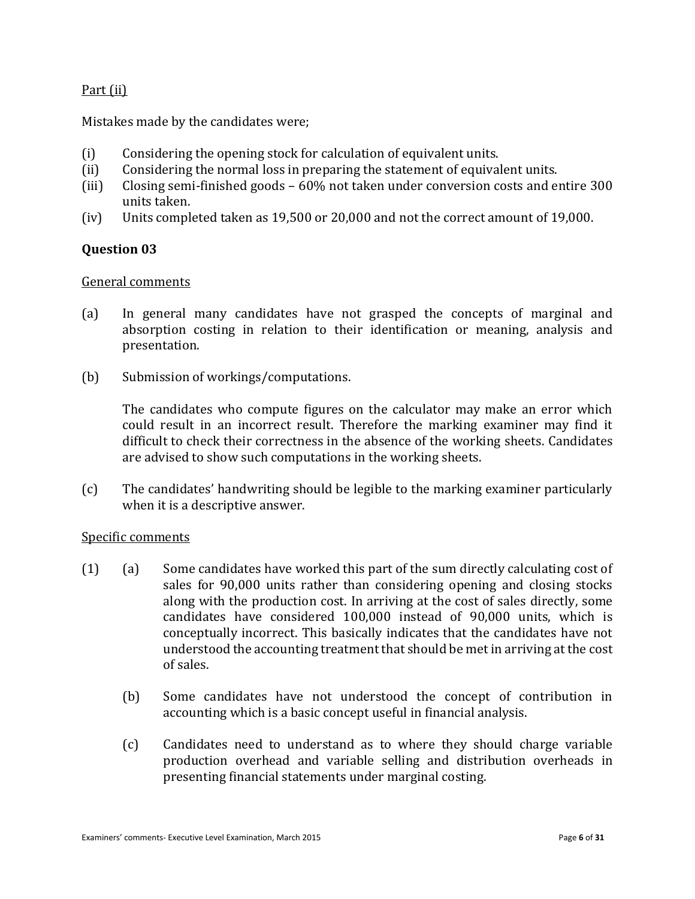Part (ii)

Mistakes made by the candidates were;

(i) Considering the opening stock for calculation of equivalent units.
(ii) Considering the normal loss in preparing the statement of equivalent units.
(iii) Closing semi-finished goods – 60% not taken under conversion costs and entire 300 units taken.
(iv) Units completed taken as 19,500 or 20,000 and not the correct amount of 19,000.

**Question 03**

General comments

(a) In general many candidates have not grasped the concepts of marginal and absorption costing in relation to their identification or meaning, analysis and presentation.

(b) Submission of workings/computations.

The candidates who compute figures on the calculator may make an error which could result in an incorrect result. Therefore the marking examiner may find it difficult to check their correctness in the absence of the working sheets. Candidates are advised to show such computations in the working sheets.

(c) The candidates' handwriting should be legible to the marking examiner particularly when it is a descriptive answer.

Specific comments

(1) (a) Some candidates have worked this part of the sum directly calculating cost of sales for 90,000 units rather than considering opening and closing stocks along with the production cost. In arriving at the cost of sales directly, some candidates have considered 100,000 instead of 90,000 units, which is conceptually incorrect. This basically indicates that the candidates have not understood the accounting treatment that should be met in arriving at the cost of sales.

(b) Some candidates have not understood the concept of contribution in accounting which is a basic concept useful in financial analysis.

(c) Candidates need to understand as to where they should charge variable production overhead and variable selling and distribution overheads in presenting financial statements under marginal costing.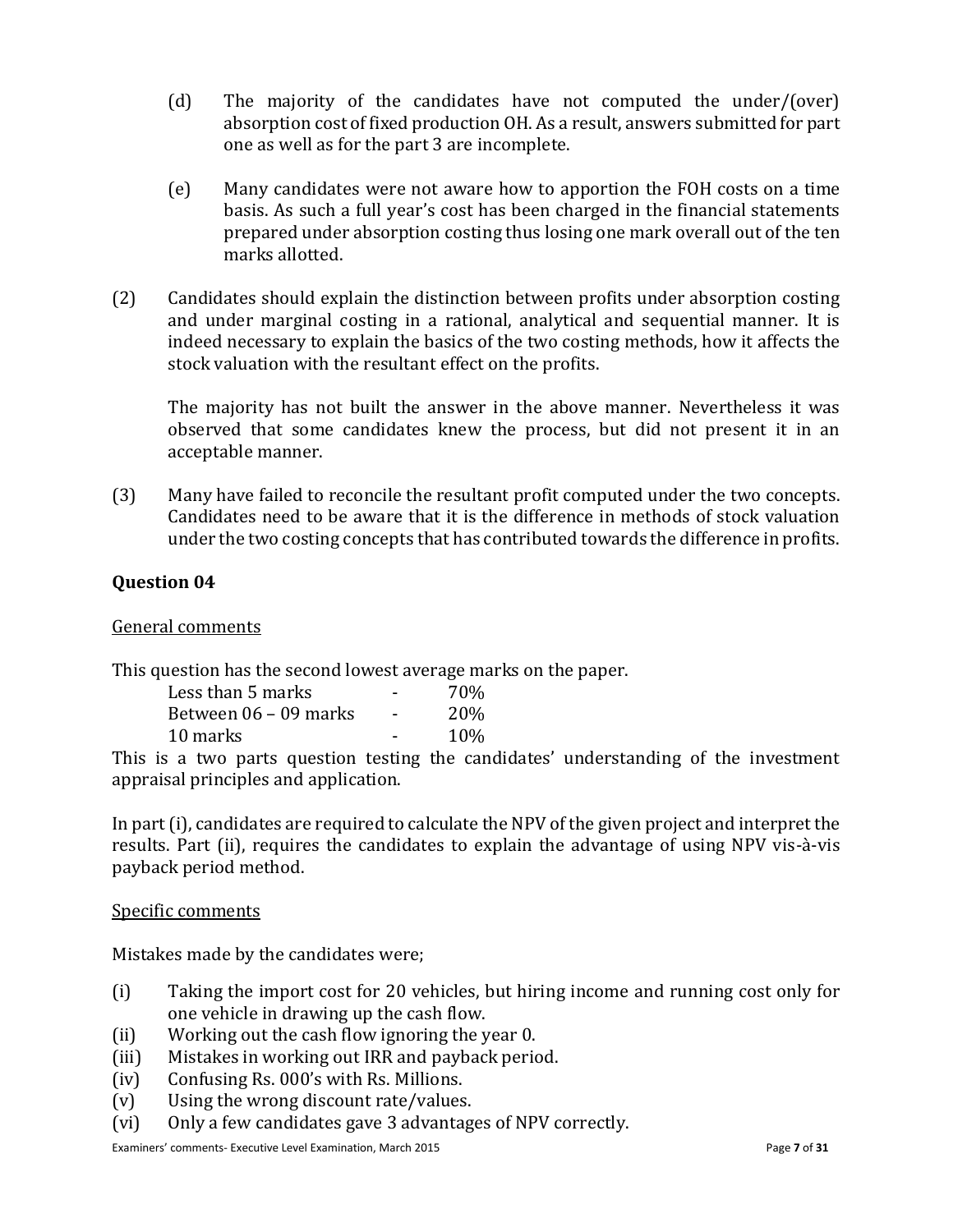(d) The majority of the candidates have not computed the under/(over) absorption cost of fixed production OH. As a result, answers submitted for part one as well as for the part 3 are incomplete.

(e) Many candidates were not aware how to apportion the FOH costs on a time basis. As such a full year's cost has been charged in the financial statements prepared under absorption costing thus losing one mark overall out of the ten marks allotted.

(2) Candidates should explain the distinction between profits under absorption costing and under marginal costing in a rational, analytical and sequential manner. It is indeed necessary to explain the basics of the two costing methods, how it affects the stock valuation with the resultant effect on the profits.

The majority has not built the answer in the above manner. Nevertheless it was observed that some candidates knew the process, but did not present it in an acceptable manner.

(3) Many have failed to reconcile the resultant profit computed under the two concepts. Candidates need to be aware that it is the difference in methods of stock valuation under the two costing concepts that has contributed towards the difference in profits.

**Question 04**

General comments

This question has the second lowest average marks on the paper.

| | | |
|---|---|---|
| Less than 5 marks | - | 70% |
| Between 06 – 09 marks | - | 20% |
| 10 marks | - | 10% |

This is a two parts question testing the candidates' understanding of the investment appraisal principles and application.

In part (i), candidates are required to calculate the NPV of the given project and interpret the results. Part (ii), requires the candidates to explain the advantage of using NPV vis-à-vis payback period method.

Specific comments

Mistakes made by the candidates were;

(i) Taking the import cost for 20 vehicles, but hiring income and running cost only for one vehicle in drawing up the cash flow.
(ii) Working out the cash flow ignoring the year 0.
(iii) Mistakes in working out IRR and payback period.
(iv) Confusing Rs. 000's with Rs. Millions.
(v) Using the wrong discount rate/values.
(vi) Only a few candidates gave 3 advantages of NPV correctly.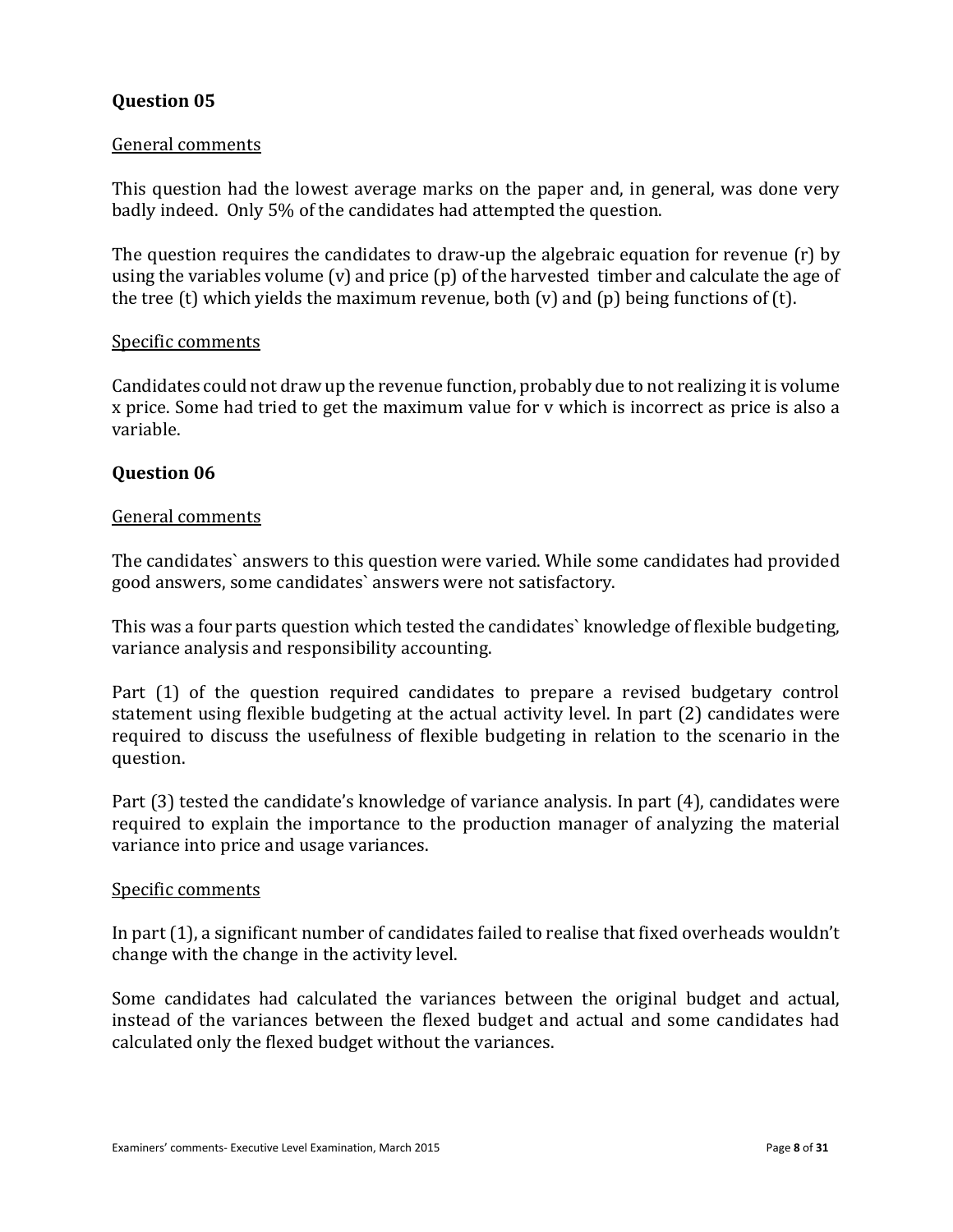## Question 05

General comments

This question had the lowest average marks on the paper and, in general, was done very badly indeed. Only 5% of the candidates had attempted the question.

The question requires the candidates to draw-up the algebraic equation for revenue (r) by using the variables volume (v) and price (p) of the harvested timber and calculate the age of the tree (t) which yields the maximum revenue, both (v) and (p) being functions of (t).

Specific comments

Candidates could not draw up the revenue function, probably due to not realizing it is volume x price. Some had tried to get the maximum value for v which is incorrect as price is also a variable.

## Question 06

General comments

The candidates` answers to this question were varied. While some candidates had provided good answers, some candidates` answers were not satisfactory.

This was a four parts question which tested the candidates` knowledge of flexible budgeting, variance analysis and responsibility accounting.

Part (1) of the question required candidates to prepare a revised budgetary control statement using flexible budgeting at the actual activity level. In part (2) candidates were required to discuss the usefulness of flexible budgeting in relation to the scenario in the question.

Part (3) tested the candidate's knowledge of variance analysis. In part (4), candidates were required to explain the importance to the production manager of analyzing the material variance into price and usage variances.

Specific comments

In part (1), a significant number of candidates failed to realise that fixed overheads wouldn't change with the change in the activity level.

Some candidates had calculated the variances between the original budget and actual, instead of the variances between the flexed budget and actual and some candidates had calculated only the flexed budget without the variances.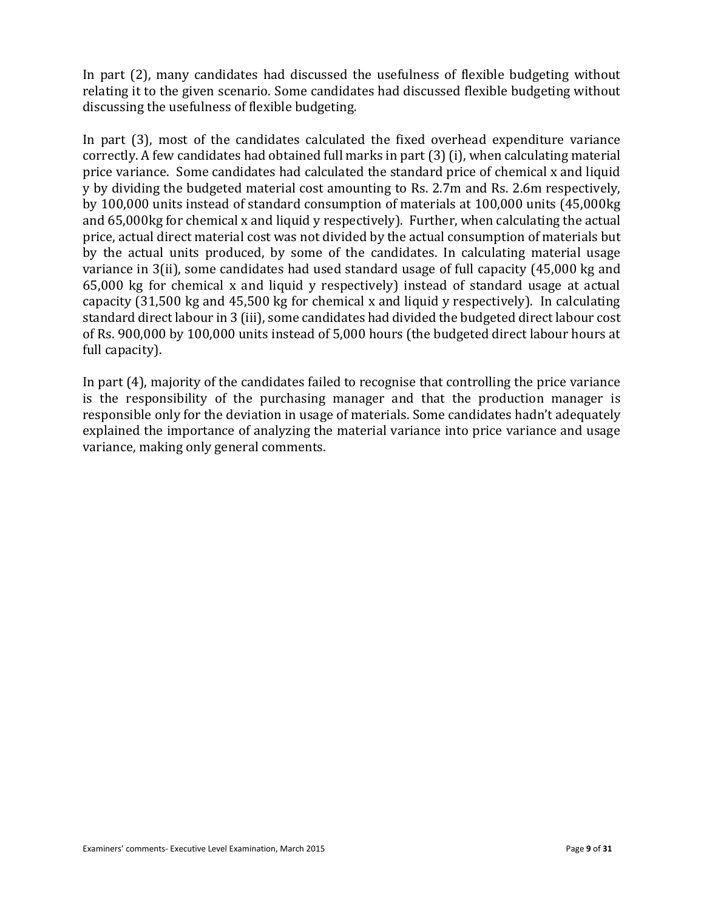In part (2), many candidates had discussed the usefulness of flexible budgeting without relating it to the given scenario. Some candidates had discussed flexible budgeting without discussing the usefulness of flexible budgeting.

In part (3), most of the candidates calculated the fixed overhead expenditure variance correctly. A few candidates had obtained full marks in part (3) (i), when calculating material price variance. Some candidates had calculated the standard price of chemical x and liquid y by dividing the budgeted material cost amounting to Rs. 2.7m and Rs. 2.6m respectively, by 100,000 units instead of standard consumption of materials at 100,000 units (45,000kg and 65,000kg for chemical x and liquid y respectively). Further, when calculating the actual price, actual direct material cost was not divided by the actual consumption of materials but by the actual units produced, by some of the candidates. In calculating material usage variance in 3(ii), some candidates had used standard usage of full capacity (45,000 kg and 65,000 kg for chemical x and liquid y respectively) instead of standard usage at actual capacity (31,500 kg and 45,500 kg for chemical x and liquid y respectively). In calculating standard direct labour in 3 (iii), some candidates had divided the budgeted direct labour cost of Rs. 900,000 by 100,000 units instead of 5,000 hours (the budgeted direct labour hours at full capacity).

In part (4), majority of the candidates failed to recognise that controlling the price variance is the responsibility of the purchasing manager and that the production manager is responsible only for the deviation in usage of materials. Some candidates hadn't adequately explained the importance of analyzing the material variance into price variance and usage variance, making only general comments.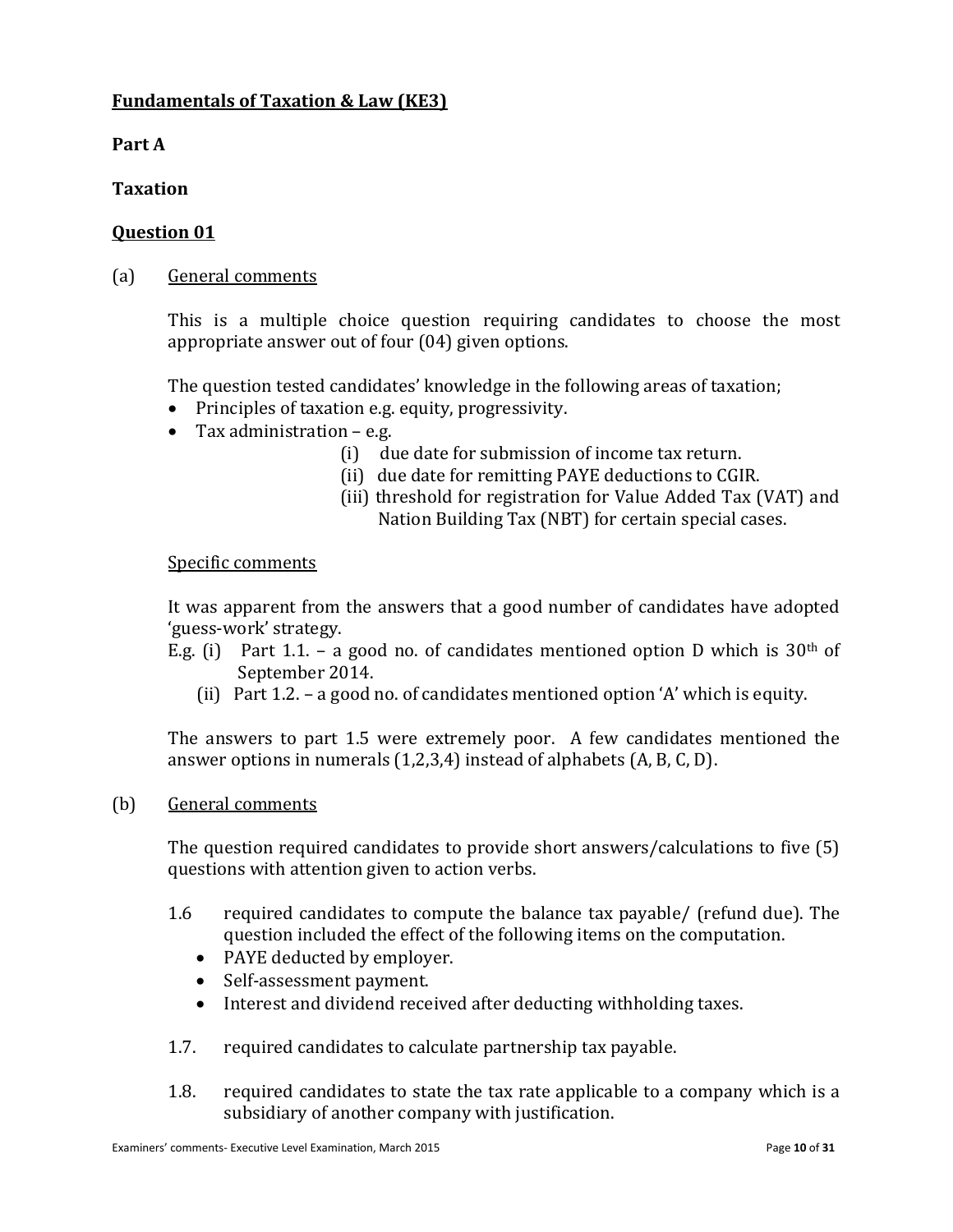**Fundamentals of Taxation & Law (KE3)**

**Part A**

**Taxation**

**Question 01**

(a) General comments

This is a multiple choice question requiring candidates to choose the most appropriate answer out of four (04) given options.

The question tested candidates' knowledge in the following areas of taxation;

- Principles of taxation e.g. equity, progressivity.
- Tax administration – e.g.
  - (i) due date for submission of income tax return.
  - (ii) due date for remitting PAYE deductions to CGIR.
  - (iii) threshold for registration for Value Added Tax (VAT) and Nation Building Tax (NBT) for certain special cases.

Specific comments

It was apparent from the answers that a good number of candidates have adopted 'guess-work' strategy.

E.g. (i) Part 1.1. – a good no. of candidates mentioned option D which is 30th of September 2014.

(ii) Part 1.2. – a good no. of candidates mentioned option 'A' which is equity.

The answers to part 1.5 were extremely poor. A few candidates mentioned the answer options in numerals (1,2,3,4) instead of alphabets (A, B, C, D).

(b) General comments

The question required candidates to provide short answers/calculations to five (5) questions with attention given to action verbs.

1.6 required candidates to compute the balance tax payable/ (refund due). The question included the effect of the following items on the computation.
- PAYE deducted by employer.
- Self-assessment payment.
- Interest and dividend received after deducting withholding taxes.

1.7. required candidates to calculate partnership tax payable.

1.8. required candidates to state the tax rate applicable to a company which is a subsidiary of another company with justification.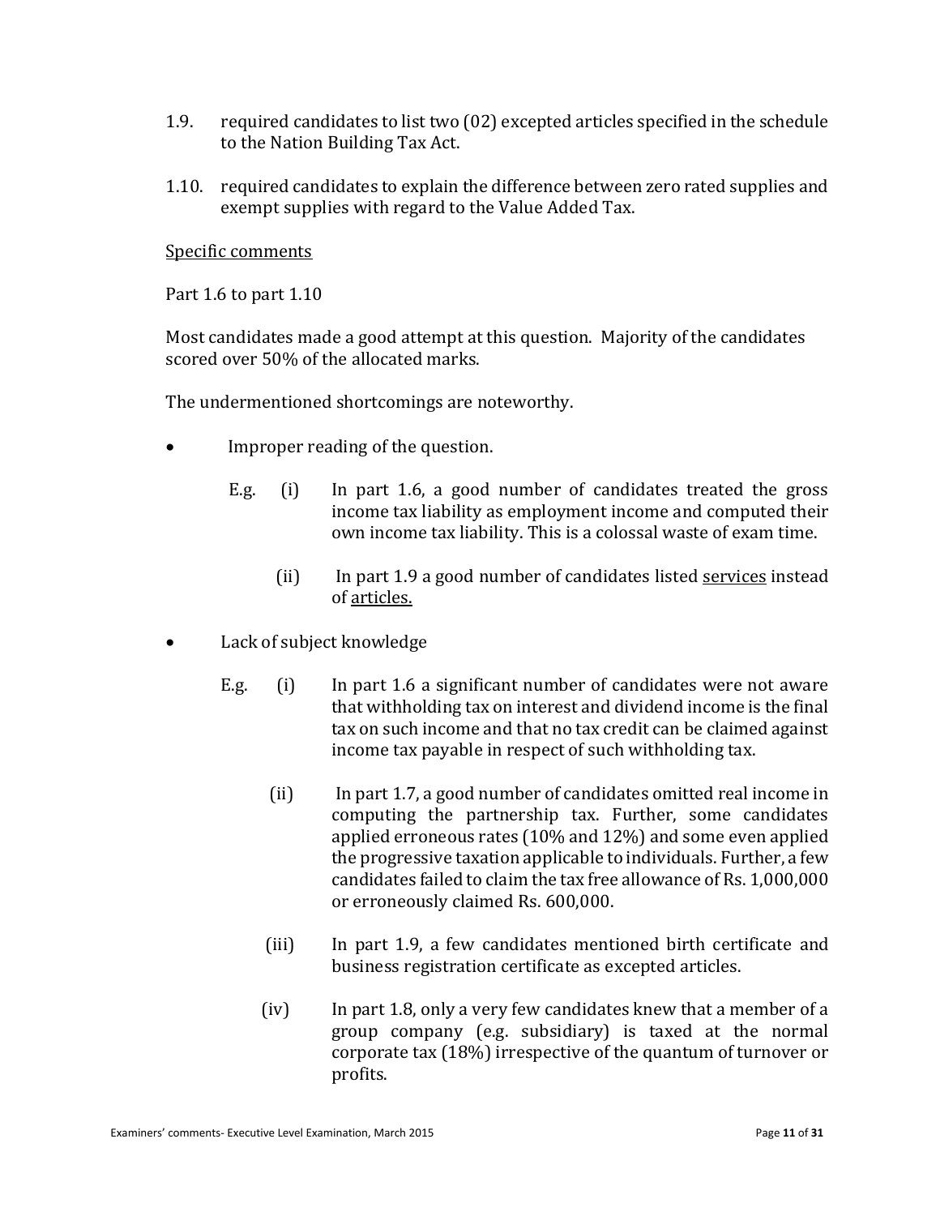1.9. required candidates to list two (02) excepted articles specified in the schedule to the Nation Building Tax Act.

1.10. required candidates to explain the difference between zero rated supplies and exempt supplies with regard to the Value Added Tax.

<u>Specific comments</u>

Part 1.6 to part 1.10

Most candidates made a good attempt at this question. Majority of the candidates scored over 50% of the allocated marks.

The undermentioned shortcomings are noteworthy.

- Improper reading of the question.

  E.g. (i) In part 1.6, a good number of candidates treated the gross income tax liability as employment income and computed their own income tax liability. This is a colossal waste of exam time.

  (ii) In part 1.9 a good number of candidates listed <u>services</u> instead of <u>articles.</u>

- Lack of subject knowledge

  E.g. (i) In part 1.6 a significant number of candidates were not aware that withholding tax on interest and dividend income is the final tax on such income and that no tax credit can be claimed against income tax payable in respect of such withholding tax.

  (ii) In part 1.7, a good number of candidates omitted real income in computing the partnership tax. Further, some candidates applied erroneous rates (10% and 12%) and some even applied the progressive taxation applicable to individuals. Further, a few candidates failed to claim the tax free allowance of Rs. 1,000,000 or erroneously claimed Rs. 600,000.

  (iii) In part 1.9, a few candidates mentioned birth certificate and business registration certificate as excepted articles.

  (iv) In part 1.8, only a very few candidates knew that a member of a group company (e.g. subsidiary) is taxed at the normal corporate tax (18%) irrespective of the quantum of turnover or profits.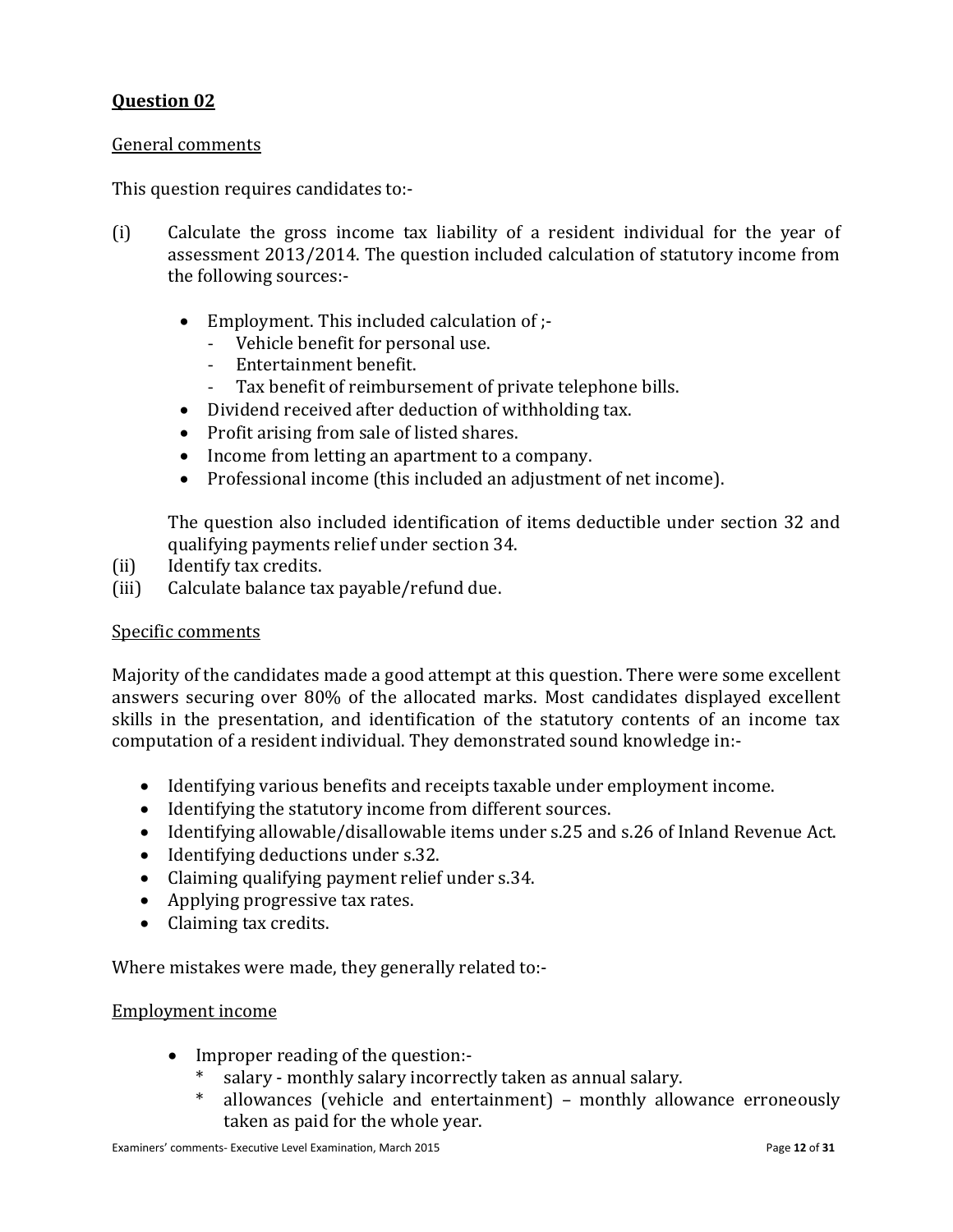**Question 02**

General comments

This question requires candidates to:-

(i) Calculate the gross income tax liability of a resident individual for the year of assessment 2013/2014. The question included calculation of statutory income from the following sources:-

- Employment. This included calculation of ;-
  - Vehicle benefit for personal use.
  - Entertainment benefit.
  - Tax benefit of reimbursement of private telephone bills.
- Dividend received after deduction of withholding tax.
- Profit arising from sale of listed shares.
- Income from letting an apartment to a company.
- Professional income (this included an adjustment of net income).

The question also included identification of items deductible under section 32 and qualifying payments relief under section 34.

(ii) Identify tax credits.

(iii) Calculate balance tax payable/refund due.

Specific comments

Majority of the candidates made a good attempt at this question. There were some excellent answers securing over 80% of the allocated marks. Most candidates displayed excellent skills in the presentation, and identification of the statutory contents of an income tax computation of a resident individual. They demonstrated sound knowledge in:-

- Identifying various benefits and receipts taxable under employment income.
- Identifying the statutory income from different sources.
- Identifying allowable/disallowable items under s.25 and s.26 of Inland Revenue Act.
- Identifying deductions under s.32.
- Claiming qualifying payment relief under s.34.
- Applying progressive tax rates.
- Claiming tax credits.

Where mistakes were made, they generally related to:-

Employment income

- Improper reading of the question:-
  - \* salary - monthly salary incorrectly taken as annual salary.
  - \* allowances (vehicle and entertainment) – monthly allowance erroneously taken as paid for the whole year.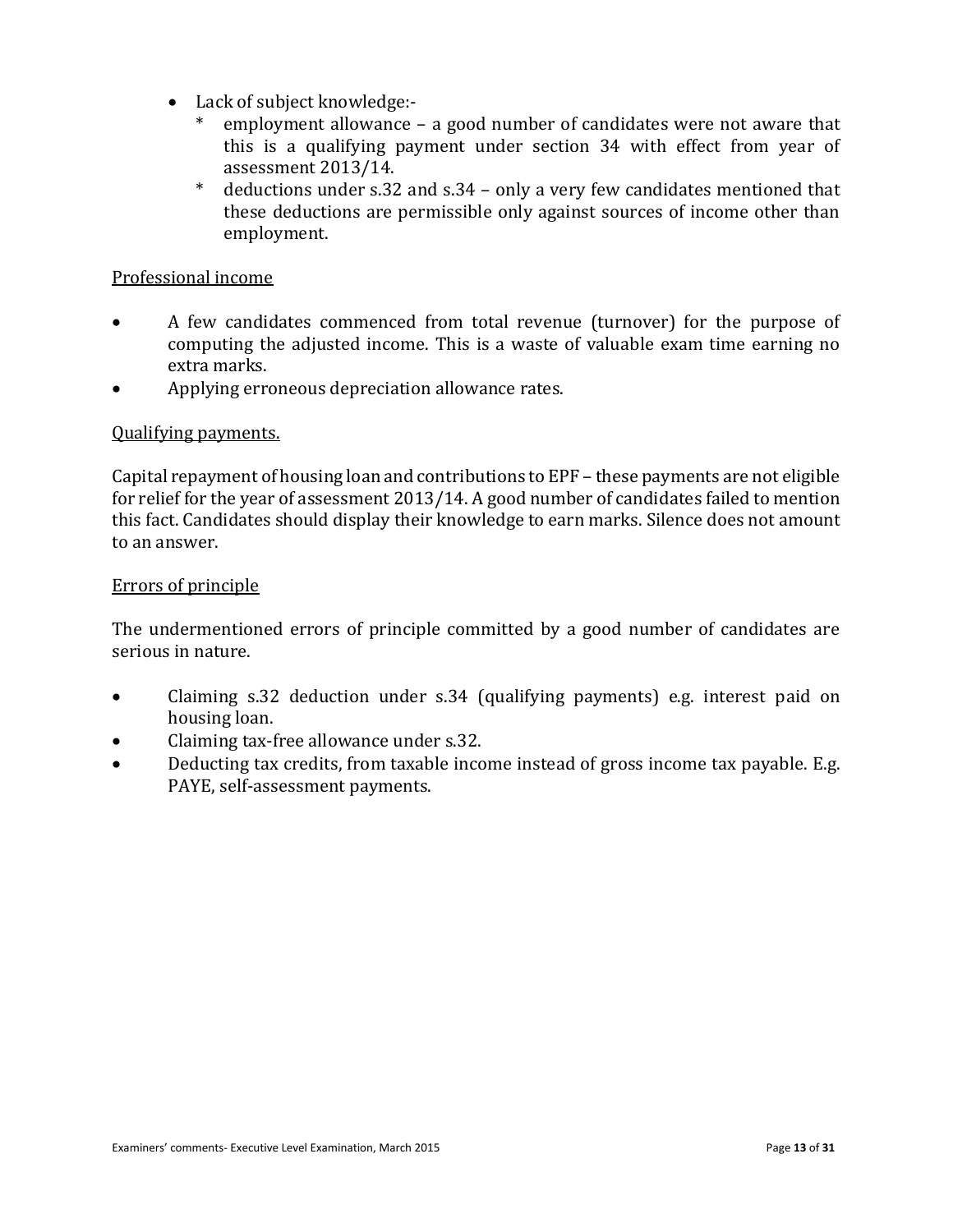- Lack of subject knowledge:-
    * employment allowance – a good number of candidates were not aware that this is a qualifying payment under section 34 with effect from year of assessment 2013/14.
    * deductions under s.32 and s.34 – only a very few candidates mentioned that these deductions are permissible only against sources of income other than employment.

<u>Professional income</u>

- A few candidates commenced from total revenue (turnover) for the purpose of computing the adjusted income. This is a waste of valuable exam time earning no extra marks.
- Applying erroneous depreciation allowance rates.

<u>Qualifying payments.</u>

Capital repayment of housing loan and contributions to EPF – these payments are not eligible for relief for the year of assessment 2013/14. A good number of candidates failed to mention this fact. Candidates should display their knowledge to earn marks. Silence does not amount to an answer.

<u>Errors of principle</u>

The undermentioned errors of principle committed by a good number of candidates are serious in nature.

- Claiming s.32 deduction under s.34 (qualifying payments) e.g. interest paid on housing loan.
- Claiming tax-free allowance under s.32.
- Deducting tax credits, from taxable income instead of gross income tax payable. E.g. PAYE, self-assessment payments.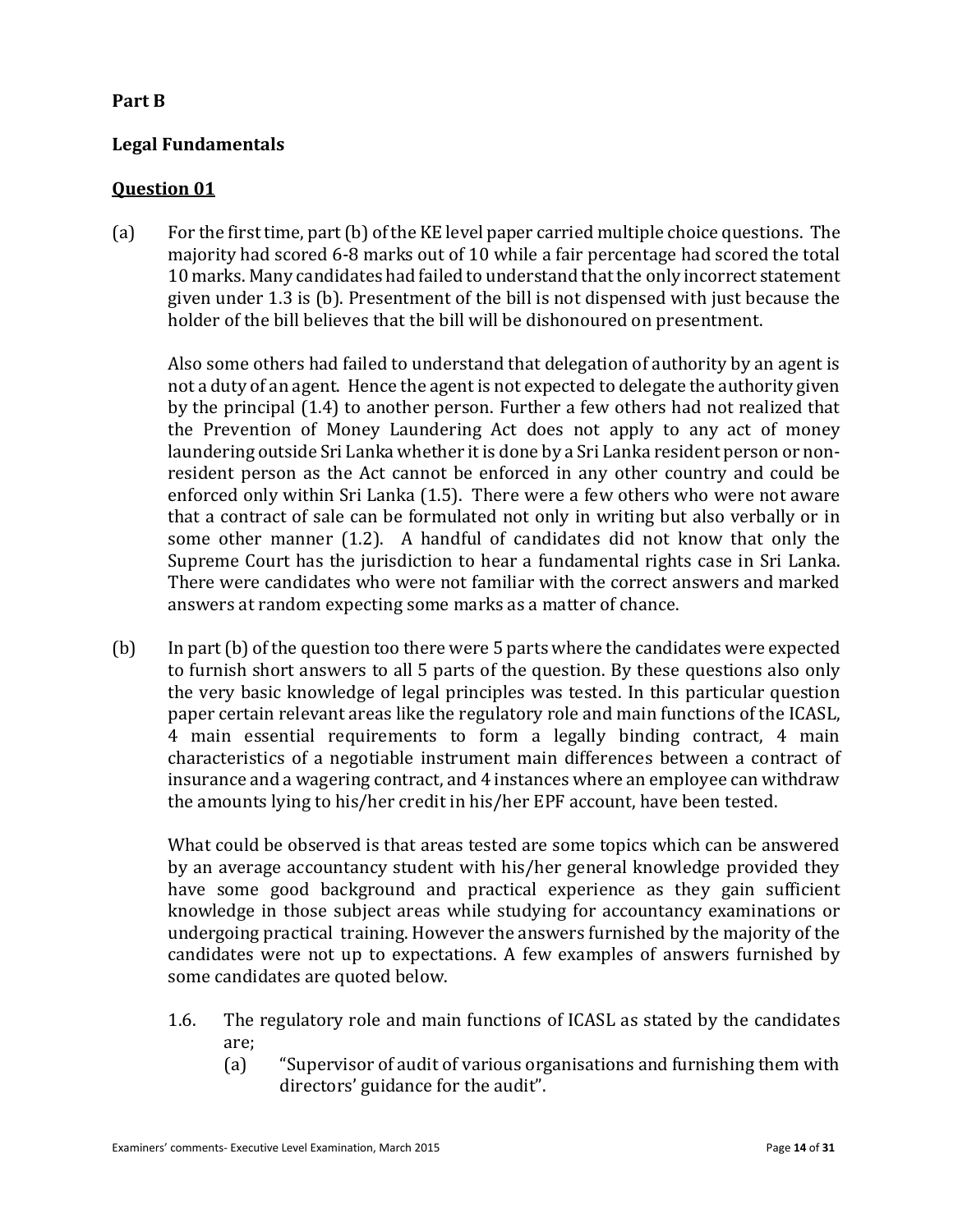**Part B**

**Legal Fundamentals**

**<u>Question 01</u>**

(a) For the first time, part (b) of the KE level paper carried multiple choice questions. The majority had scored 6-8 marks out of 10 while a fair percentage had scored the total 10 marks. Many candidates had failed to understand that the only incorrect statement given under 1.3 is (b). Presentment of the bill is not dispensed with just because the holder of the bill believes that the bill will be dishonoured on presentment.

Also some others had failed to understand that delegation of authority by an agent is not a duty of an agent. Hence the agent is not expected to delegate the authority given by the principal (1.4) to another person. Further a few others had not realized that the Prevention of Money Laundering Act does not apply to any act of money laundering outside Sri Lanka whether it is done by a Sri Lanka resident person or non-resident person as the Act cannot be enforced in any other country and could be enforced only within Sri Lanka (1.5). There were a few others who were not aware that a contract of sale can be formulated not only in writing but also verbally or in some other manner (1.2). A handful of candidates did not know that only the Supreme Court has the jurisdiction to hear a fundamental rights case in Sri Lanka. There were candidates who were not familiar with the correct answers and marked answers at random expecting some marks as a matter of chance.

(b) In part (b) of the question too there were 5 parts where the candidates were expected to furnish short answers to all 5 parts of the question. By these questions also only the very basic knowledge of legal principles was tested. In this particular question paper certain relevant areas like the regulatory role and main functions of the ICASL, 4 main essential requirements to form a legally binding contract, 4 main characteristics of a negotiable instrument main differences between a contract of insurance and a wagering contract, and 4 instances where an employee can withdraw the amounts lying to his/her credit in his/her EPF account, have been tested.

What could be observed is that areas tested are some topics which can be answered by an average accountancy student with his/her general knowledge provided they have some good background and practical experience as they gain sufficient knowledge in those subject areas while studying for accountancy examinations or undergoing practical training. However the answers furnished by the majority of the candidates were not up to expectations. A few examples of answers furnished by some candidates are quoted below.

1.6. The regulatory role and main functions of ICASL as stated by the candidates are;

(a) "Supervisor of audit of various organisations and furnishing them with directors' guidance for the audit".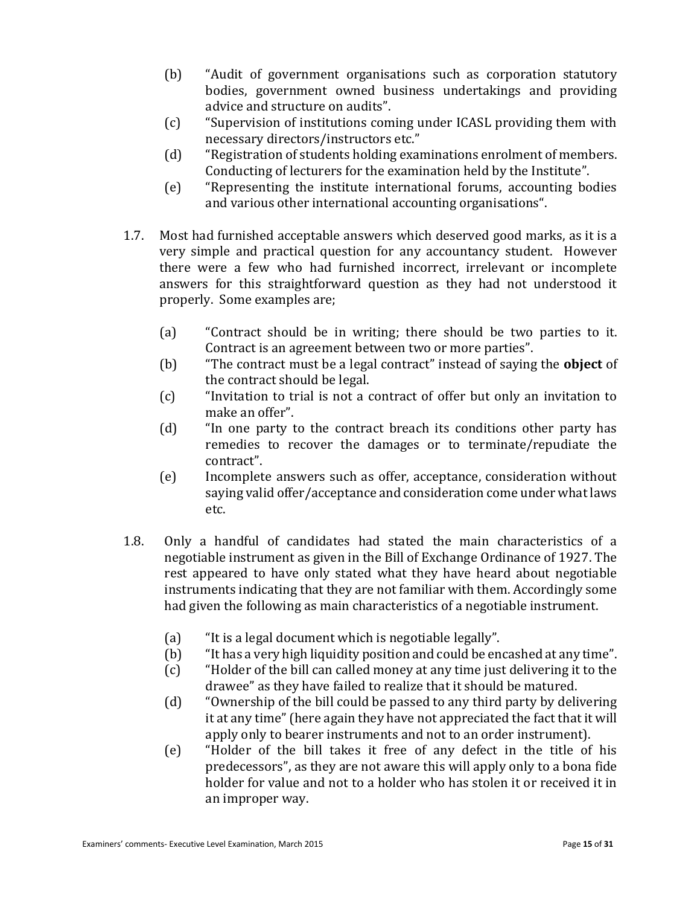(b) "Audit of government organisations such as corporation statutory bodies, government owned business undertakings and providing advice and structure on audits".

(c) "Supervision of institutions coming under ICASL providing them with necessary directors/instructors etc."

(d) "Registration of students holding examinations enrolment of members. Conducting of lecturers for the examination held by the Institute".

(e) "Representing the institute international forums, accounting bodies and various other international accounting organisations".

1.7. Most had furnished acceptable answers which deserved good marks, as it is a very simple and practical question for any accountancy student. However there were a few who had furnished incorrect, irrelevant or incomplete answers for this straightforward question as they had not understood it properly. Some examples are;

(a) "Contract should be in writing; there should be two parties to it. Contract is an agreement between two or more parties".

(b) "The contract must be a legal contract" instead of saying the **object** of the contract should be legal.

(c) "Invitation to trial is not a contract of offer but only an invitation to make an offer".

(d) "In one party to the contract breach its conditions other party has remedies to recover the damages or to terminate/repudiate the contract".

(e) Incomplete answers such as offer, acceptance, consideration without saying valid offer/acceptance and consideration come under what laws etc.

1.8. Only a handful of candidates had stated the main characteristics of a negotiable instrument as given in the Bill of Exchange Ordinance of 1927. The rest appeared to have only stated what they have heard about negotiable instruments indicating that they are not familiar with them. Accordingly some had given the following as main characteristics of a negotiable instrument.

(a) "It is a legal document which is negotiable legally".

(b) "It has a very high liquidity position and could be encashed at any time".

(c) "Holder of the bill can called money at any time just delivering it to the drawee" as they have failed to realize that it should be matured.

(d) "Ownership of the bill could be passed to any third party by delivering it at any time" (here again they have not appreciated the fact that it will apply only to bearer instruments and not to an order instrument).

(e) "Holder of the bill takes it free of any defect in the title of his predecessors", as they are not aware this will apply only to a bona fide holder for value and not to a holder who has stolen it or received it in an improper way.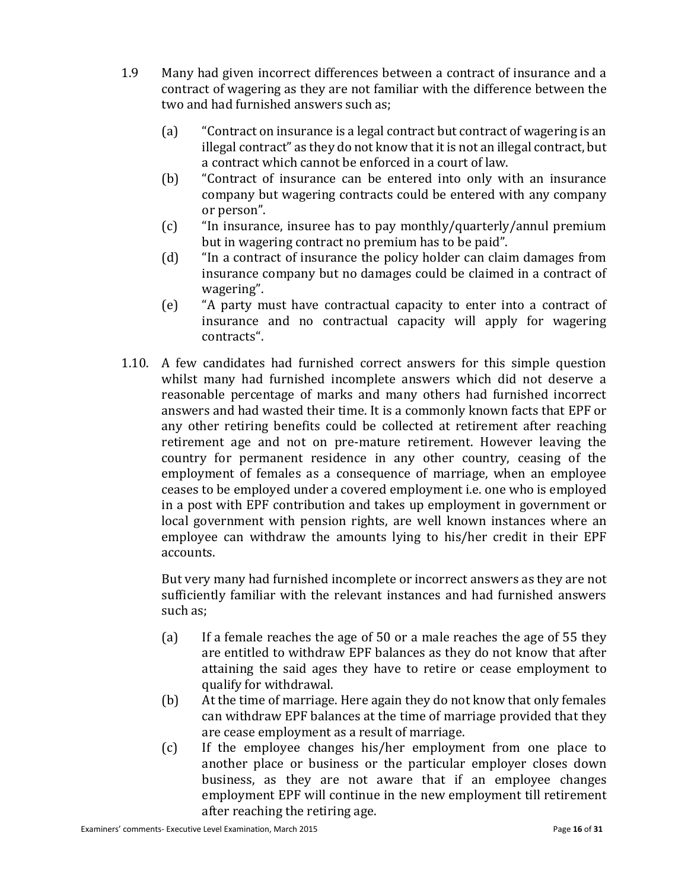1.9 Many had given incorrect differences between a contract of insurance and a contract of wagering as they are not familiar with the difference between the two and had furnished answers such as;

   (a) "Contract on insurance is a legal contract but contract of wagering is an illegal contract" as they do not know that it is not an illegal contract, but a contract which cannot be enforced in a court of law.
   (b) "Contract of insurance can be entered into only with an insurance company but wagering contracts could be entered with any company or person".
   (c) "In insurance, insuree has to pay monthly/quarterly/annul premium but in wagering contract no premium has to be paid".
   (d) "In a contract of insurance the policy holder can claim damages from insurance company but no damages could be claimed in a contract of wagering".
   (e) "A party must have contractual capacity to enter into a contract of insurance and no contractual capacity will apply for wagering contracts".

1.10. A few candidates had furnished correct answers for this simple question whilst many had furnished incomplete answers which did not deserve a reasonable percentage of marks and many others had furnished incorrect answers and had wasted their time. It is a commonly known facts that EPF or any other retiring benefits could be collected at retirement after reaching retirement age and not on pre-mature retirement. However leaving the country for permanent residence in any other country, ceasing of the employment of females as a consequence of marriage, when an employee ceases to be employed under a covered employment i.e. one who is employed in a post with EPF contribution and takes up employment in government or local government with pension rights, are well known instances where an employee can withdraw the amounts lying to his/her credit in their EPF accounts.

   But very many had furnished incomplete or incorrect answers as they are not sufficiently familiar with the relevant instances and had furnished answers such as;

   (a) If a female reaches the age of 50 or a male reaches the age of 55 they are entitled to withdraw EPF balances as they do not know that after attaining the said ages they have to retire or cease employment to qualify for withdrawal.
   (b) At the time of marriage. Here again they do not know that only females can withdraw EPF balances at the time of marriage provided that they are cease employment as a result of marriage.
   (c) If the employee changes his/her employment from one place to another place or business or the particular employer closes down business, as they are not aware that if an employee changes employment EPF will continue in the new employment till retirement after reaching the retiring age.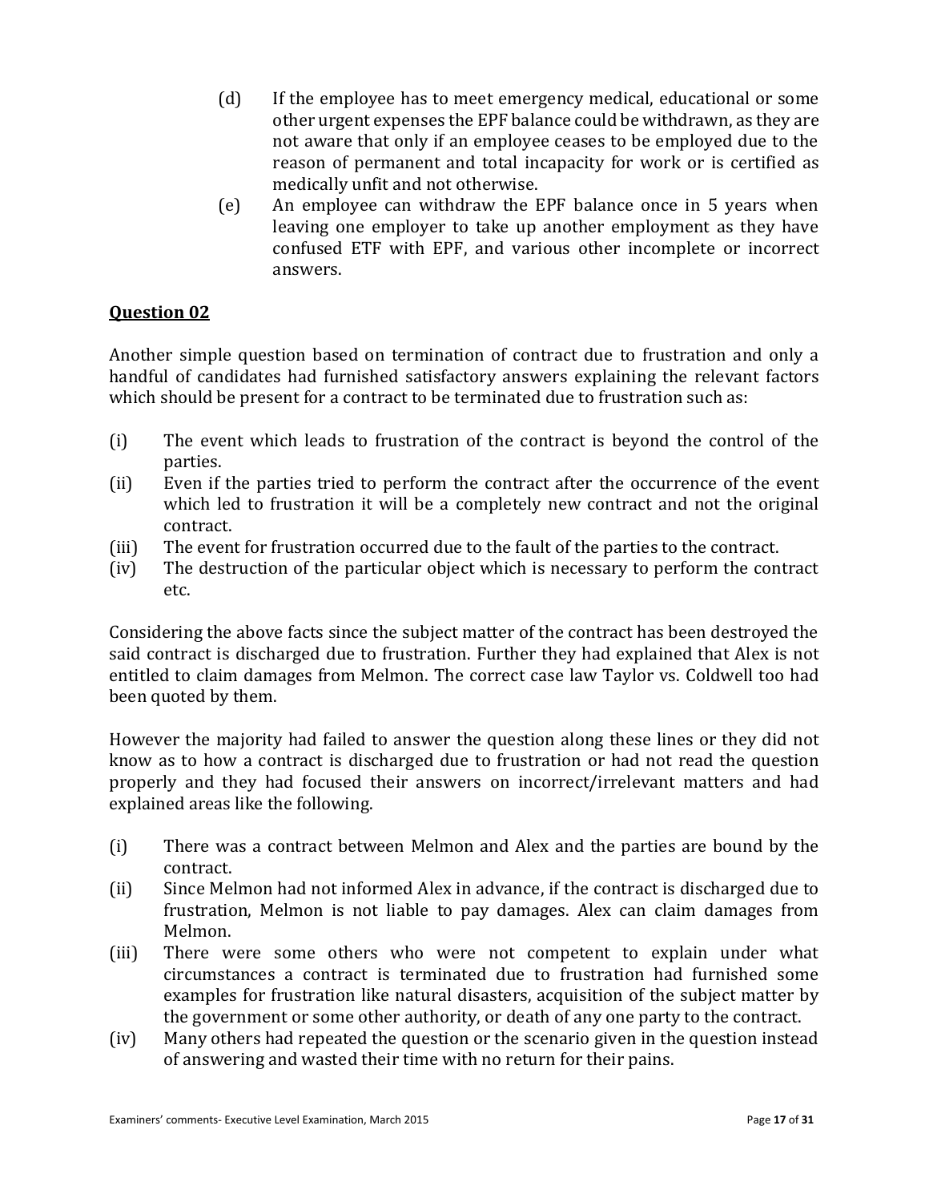(d) If the employee has to meet emergency medical, educational or some other urgent expenses the EPF balance could be withdrawn, as they are not aware that only if an employee ceases to be employed due to the reason of permanent and total incapacity for work or is certified as medically unfit and not otherwise.

(e) An employee can withdraw the EPF balance once in 5 years when leaving one employer to take up another employment as they have confused ETF with EPF, and various other incomplete or incorrect answers.

## Question 02

Another simple question based on termination of contract due to frustration and only a handful of candidates had furnished satisfactory answers explaining the relevant factors which should be present for a contract to be terminated due to frustration such as:

(i) The event which leads to frustration of the contract is beyond the control of the parties.

(ii) Even if the parties tried to perform the contract after the occurrence of the event which led to frustration it will be a completely new contract and not the original contract.

(iii) The event for frustration occurred due to the fault of the parties to the contract.

(iv) The destruction of the particular object which is necessary to perform the contract etc.

Considering the above facts since the subject matter of the contract has been destroyed the said contract is discharged due to frustration. Further they had explained that Alex is not entitled to claim damages from Melmon. The correct case law Taylor vs. Coldwell too had been quoted by them.

However the majority had failed to answer the question along these lines or they did not know as to how a contract is discharged due to frustration or had not read the question properly and they had focused their answers on incorrect/irrelevant matters and had explained areas like the following.

(i) There was a contract between Melmon and Alex and the parties are bound by the contract.

(ii) Since Melmon had not informed Alex in advance, if the contract is discharged due to frustration, Melmon is not liable to pay damages. Alex can claim damages from Melmon.

(iii) There were some others who were not competent to explain under what circumstances a contract is terminated due to frustration had furnished some examples for frustration like natural disasters, acquisition of the subject matter by the government or some other authority, or death of any one party to the contract.

(iv) Many others had repeated the question or the scenario given in the question instead of answering and wasted their time with no return for their pains.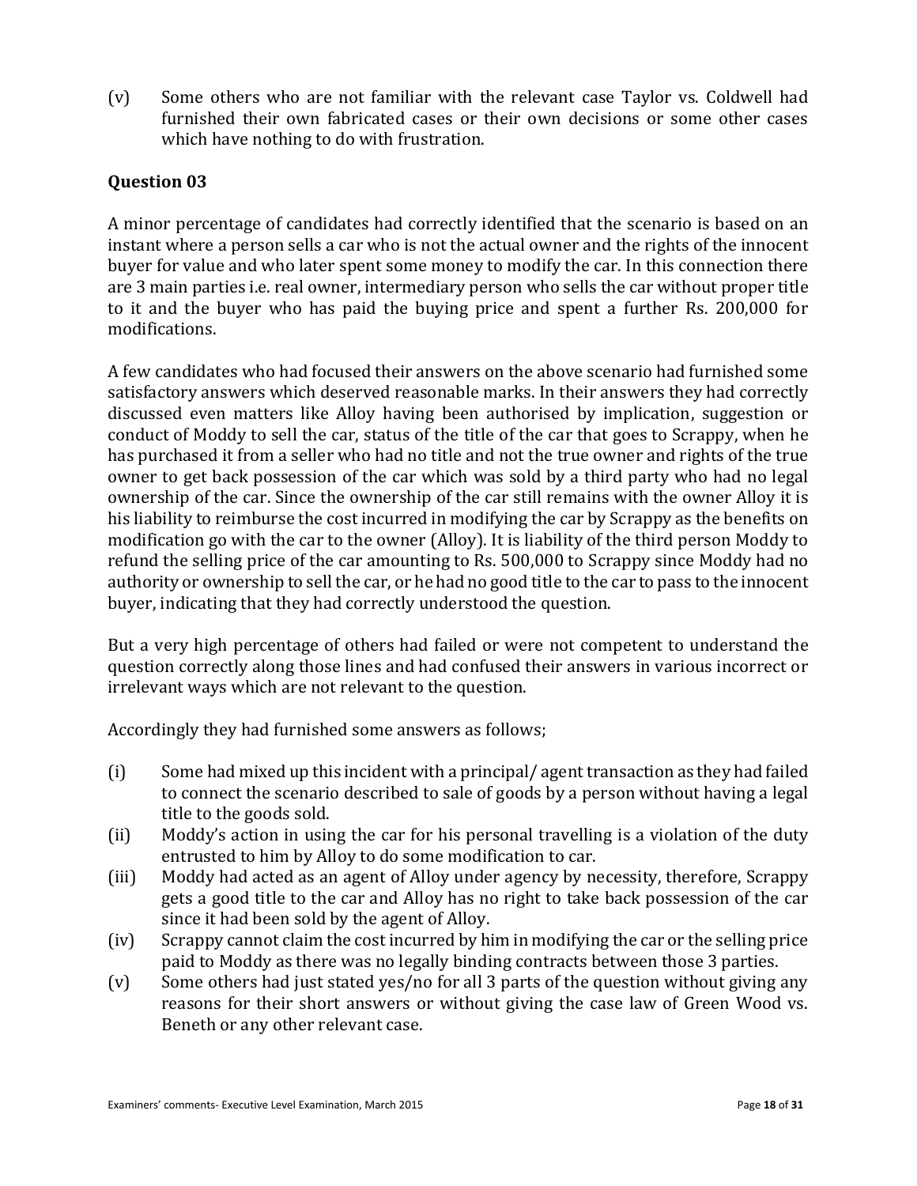(v) Some others who are not familiar with the relevant case Taylor vs. Coldwell had furnished their own fabricated cases or their own decisions or some other cases which have nothing to do with frustration.

### Question 03

A minor percentage of candidates had correctly identified that the scenario is based on an instant where a person sells a car who is not the actual owner and the rights of the innocent buyer for value and who later spent some money to modify the car. In this connection there are 3 main parties i.e. real owner, intermediary person who sells the car without proper title to it and the buyer who has paid the buying price and spent a further Rs. 200,000 for modifications.

A few candidates who had focused their answers on the above scenario had furnished some satisfactory answers which deserved reasonable marks. In their answers they had correctly discussed even matters like Alloy having been authorised by implication, suggestion or conduct of Moddy to sell the car, status of the title of the car that goes to Scrappy, when he has purchased it from a seller who had no title and not the true owner and rights of the true owner to get back possession of the car which was sold by a third party who had no legal ownership of the car. Since the ownership of the car still remains with the owner Alloy it is his liability to reimburse the cost incurred in modifying the car by Scrappy as the benefits on modification go with the car to the owner (Alloy). It is liability of the third person Moddy to refund the selling price of the car amounting to Rs. 500,000 to Scrappy since Moddy had no authority or ownership to sell the car, or he had no good title to the car to pass to the innocent buyer, indicating that they had correctly understood the question.

But a very high percentage of others had failed or were not competent to understand the question correctly along those lines and had confused their answers in various incorrect or irrelevant ways which are not relevant to the question.

Accordingly they had furnished some answers as follows;

(i) Some had mixed up this incident with a principal/ agent transaction as they had failed to connect the scenario described to sale of goods by a person without having a legal title to the goods sold.

(ii) Moddy's action in using the car for his personal travelling is a violation of the duty entrusted to him by Alloy to do some modification to car.

(iii) Moddy had acted as an agent of Alloy under agency by necessity, therefore, Scrappy gets a good title to the car and Alloy has no right to take back possession of the car since it had been sold by the agent of Alloy.

(iv) Scrappy cannot claim the cost incurred by him in modifying the car or the selling price paid to Moddy as there was no legally binding contracts between those 3 parties.

(v) Some others had just stated yes/no for all 3 parts of the question without giving any reasons for their short answers or without giving the case law of Green Wood vs. Beneth or any other relevant case.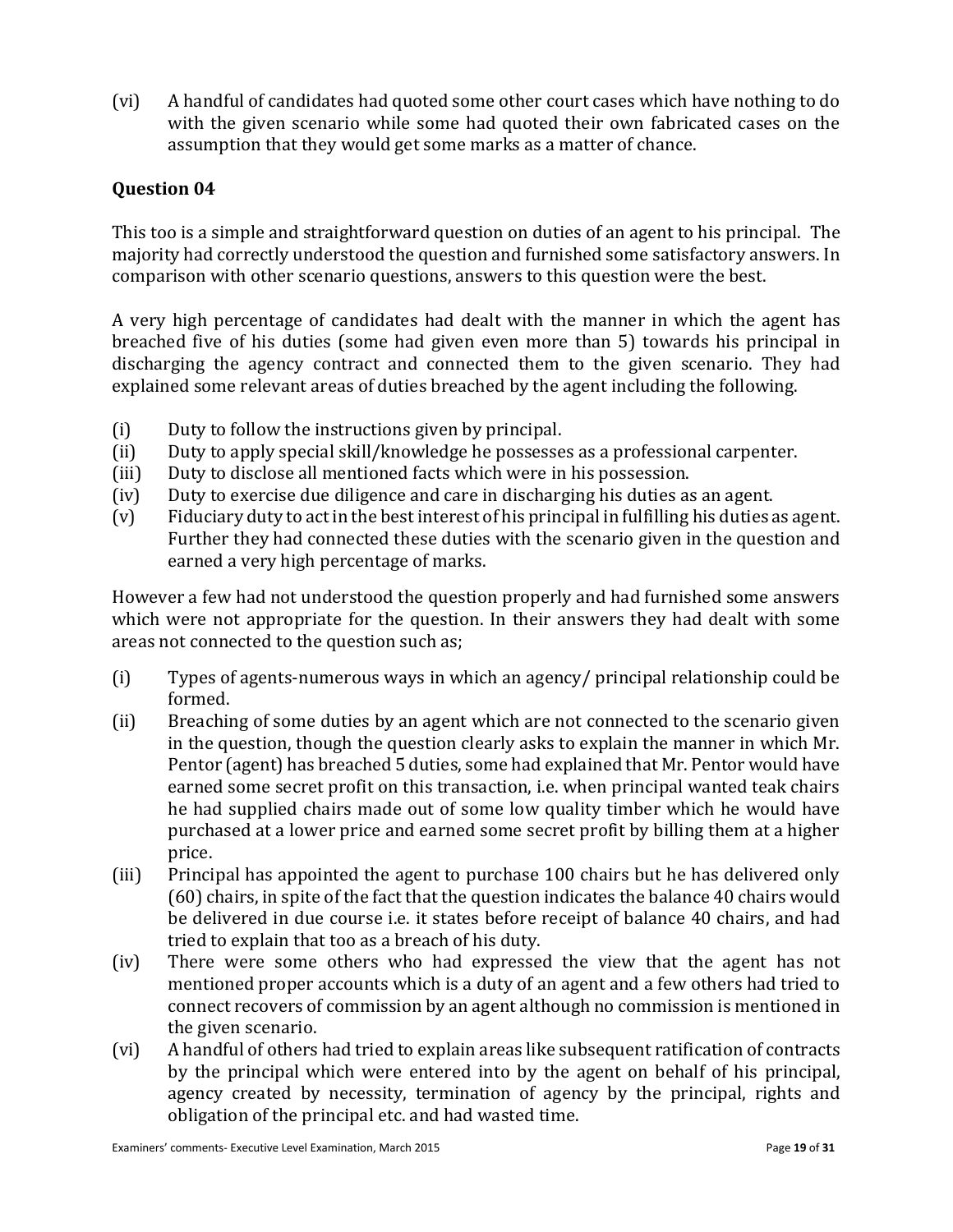(vi) A handful of candidates had quoted some other court cases which have nothing to do with the given scenario while some had quoted their own fabricated cases on the assumption that they would get some marks as a matter of chance.

## Question 04

This too is a simple and straightforward question on duties of an agent to his principal. The majority had correctly understood the question and furnished some satisfactory answers. In comparison with other scenario questions, answers to this question were the best.

A very high percentage of candidates had dealt with the manner in which the agent has breached five of his duties (some had given even more than 5) towards his principal in discharging the agency contract and connected them to the given scenario. They had explained some relevant areas of duties breached by the agent including the following.

(i) Duty to follow the instructions given by principal.
(ii) Duty to apply special skill/knowledge he possesses as a professional carpenter.
(iii) Duty to disclose all mentioned facts which were in his possession.
(iv) Duty to exercise due diligence and care in discharging his duties as an agent.
(v) Fiduciary duty to act in the best interest of his principal in fulfilling his duties as agent. Further they had connected these duties with the scenario given in the question and earned a very high percentage of marks.

However a few had not understood the question properly and had furnished some answers which were not appropriate for the question. In their answers they had dealt with some areas not connected to the question such as;

(i) Types of agents-numerous ways in which an agency/ principal relationship could be formed.
(ii) Breaching of some duties by an agent which are not connected to the scenario given in the question, though the question clearly asks to explain the manner in which Mr. Pentor (agent) has breached 5 duties, some had explained that Mr. Pentor would have earned some secret profit on this transaction, i.e. when principal wanted teak chairs he had supplied chairs made out of some low quality timber which he would have purchased at a lower price and earned some secret profit by billing them at a higher price.
(iii) Principal has appointed the agent to purchase 100 chairs but he has delivered only (60) chairs, in spite of the fact that the question indicates the balance 40 chairs would be delivered in due course i.e. it states before receipt of balance 40 chairs, and had tried to explain that too as a breach of his duty.
(iv) There were some others who had expressed the view that the agent has not mentioned proper accounts which is a duty of an agent and a few others had tried to connect recovers of commission by an agent although no commission is mentioned in the given scenario.
(vi) A handful of others had tried to explain areas like subsequent ratification of contracts by the principal which were entered into by the agent on behalf of his principal, agency created by necessity, termination of agency by the principal, rights and obligation of the principal etc. and had wasted time.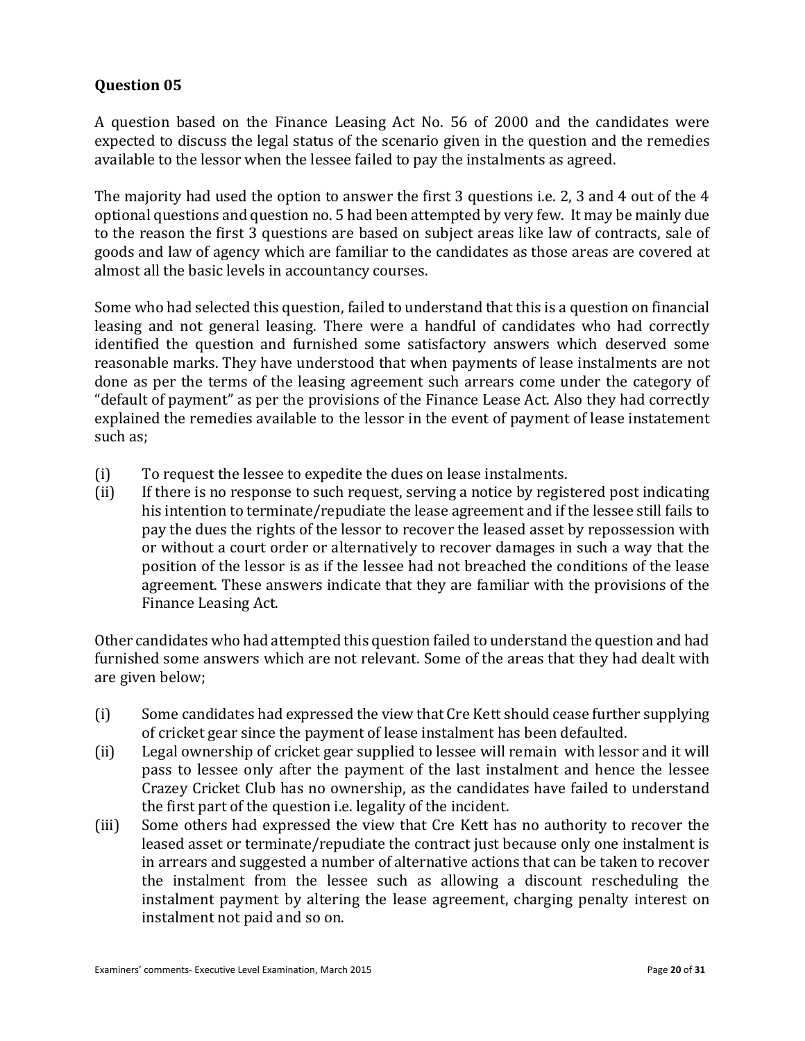## Question 05

A question based on the Finance Leasing Act No. 56 of 2000 and the candidates were expected to discuss the legal status of the scenario given in the question and the remedies available to the lessor when the lessee failed to pay the instalments as agreed.

The majority had used the option to answer the first 3 questions i.e. 2, 3 and 4 out of the 4 optional questions and question no. 5 had been attempted by very few. It may be mainly due to the reason the first 3 questions are based on subject areas like law of contracts, sale of goods and law of agency which are familiar to the candidates as those areas are covered at almost all the basic levels in accountancy courses.

Some who had selected this question, failed to understand that this is a question on financial leasing and not general leasing. There were a handful of candidates who had correctly identified the question and furnished some satisfactory answers which deserved some reasonable marks. They have understood that when payments of lease instalments are not done as per the terms of the leasing agreement such arrears come under the category of "default of payment" as per the provisions of the Finance Lease Act. Also they had correctly explained the remedies available to the lessor in the event of payment of lease instatement such as;

(i) To request the lessee to expedite the dues on lease instalments.

(ii) If there is no response to such request, serving a notice by registered post indicating his intention to terminate/repudiate the lease agreement and if the lessee still fails to pay the dues the rights of the lessor to recover the leased asset by repossession with or without a court order or alternatively to recover damages in such a way that the position of the lessor is as if the lessee had not breached the conditions of the lease agreement. These answers indicate that they are familiar with the provisions of the Finance Leasing Act.

Other candidates who had attempted this question failed to understand the question and had furnished some answers which are not relevant. Some of the areas that they had dealt with are given below;

(i) Some candidates had expressed the view that Cre Kett should cease further supplying of cricket gear since the payment of lease instalment has been defaulted.

(ii) Legal ownership of cricket gear supplied to lessee will remain with lessor and it will pass to lessee only after the payment of the last instalment and hence the lessee Crazey Cricket Club has no ownership, as the candidates have failed to understand the first part of the question i.e. legality of the incident.

(iii) Some others had expressed the view that Cre Kett has no authority to recover the leased asset or terminate/repudiate the contract just because only one instalment is in arrears and suggested a number of alternative actions that can be taken to recover the instalment from the lessee such as allowing a discount rescheduling the instalment payment by altering the lease agreement, charging penalty interest on instalment not paid and so on.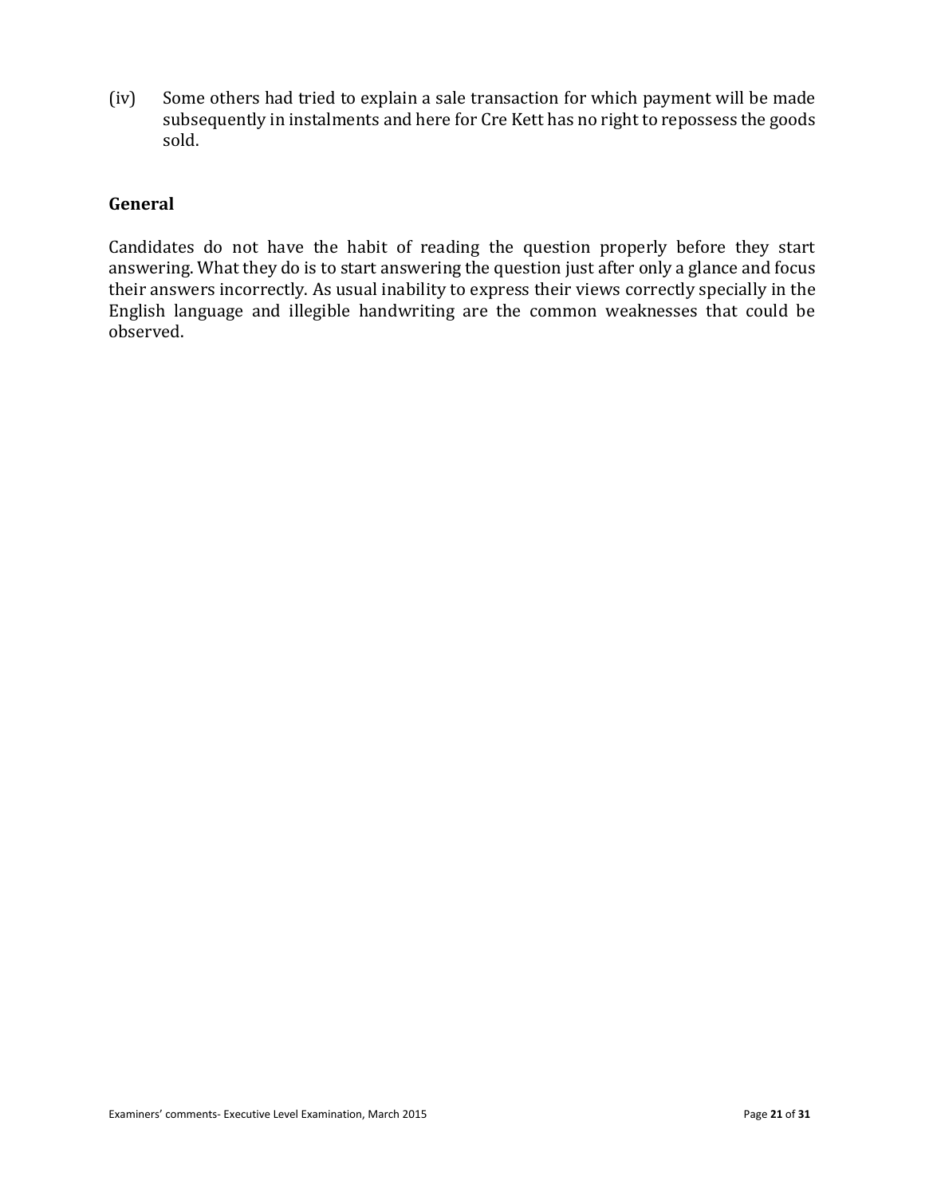(iv) Some others had tried to explain a sale transaction for which payment will be made subsequently in instalments and here for Cre Kett has no right to repossess the goods sold.

### General

Candidates do not have the habit of reading the question properly before they start answering. What they do is to start answering the question just after only a glance and focus their answers incorrectly. As usual inability to express their views correctly specially in the English language and illegible handwriting are the common weaknesses that could be observed.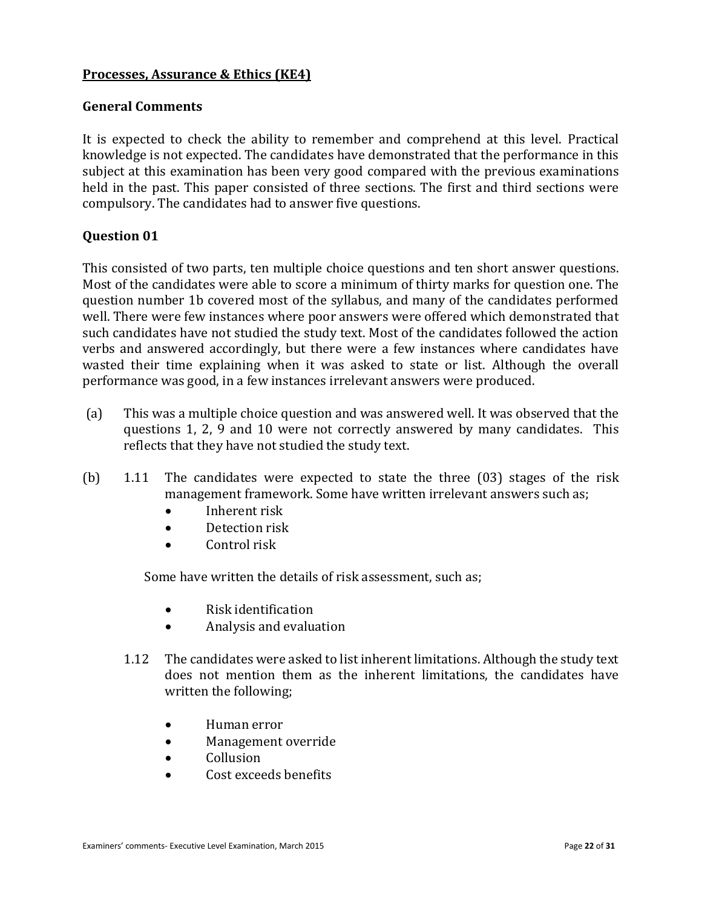## Processes, Assurance & Ethics (KE4)

### General Comments

It is expected to check the ability to remember and comprehend at this level. Practical knowledge is not expected. The candidates have demonstrated that the performance in this subject at this examination has been very good compared with the previous examinations held in the past. This paper consisted of three sections. The first and third sections were compulsory. The candidates had to answer five questions.

### Question 01

This consisted of two parts, ten multiple choice questions and ten short answer questions. Most of the candidates were able to score a minimum of thirty marks for question one. The question number 1b covered most of the syllabus, and many of the candidates performed well. There were few instances where poor answers were offered which demonstrated that such candidates have not studied the study text. Most of the candidates followed the action verbs and answered accordingly, but there were a few instances where candidates have wasted their time explaining when it was asked to state or list. Although the overall performance was good, in a few instances irrelevant answers were produced.

(a) This was a multiple choice question and was answered well. It was observed that the questions 1, 2, 9 and 10 were not correctly answered by many candidates. This reflects that they have not studied the study text.

(b) 1.11 The candidates were expected to state the three (03) stages of the risk management framework. Some have written irrelevant answers such as;

- Inherent risk
- Detection risk
- Control risk

Some have written the details of risk assessment, such as;

- Risk identification
- Analysis and evaluation

1.12 The candidates were asked to list inherent limitations. Although the study text does not mention them as the inherent limitations, the candidates have written the following;

- Human error
- Management override
- Collusion
- Cost exceeds benefits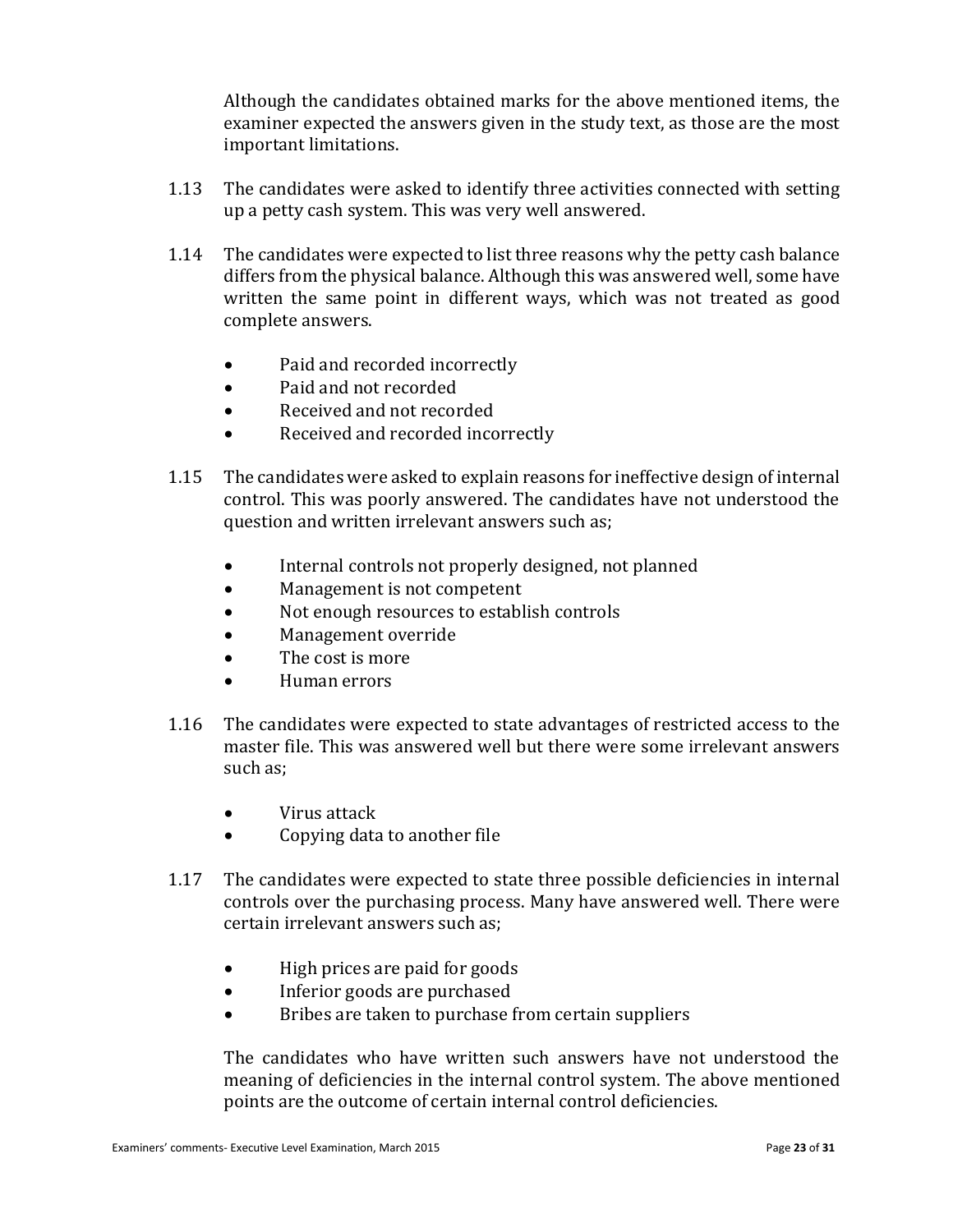Although the candidates obtained marks for the above mentioned items, the examiner expected the answers given in the study text, as those are the most important limitations.

1.13 The candidates were asked to identify three activities connected with setting up a petty cash system. This was very well answered.

1.14 The candidates were expected to list three reasons why the petty cash balance differs from the physical balance. Although this was answered well, some have written the same point in different ways, which was not treated as good complete answers.

- Paid and recorded incorrectly
- Paid and not recorded
- Received and not recorded
- Received and recorded incorrectly

1.15 The candidates were asked to explain reasons for ineffective design of internal control. This was poorly answered. The candidates have not understood the question and written irrelevant answers such as;

- Internal controls not properly designed, not planned
- Management is not competent
- Not enough resources to establish controls
- Management override
- The cost is more
- Human errors

1.16 The candidates were expected to state advantages of restricted access to the master file. This was answered well but there were some irrelevant answers such as;

- Virus attack
- Copying data to another file

1.17 The candidates were expected to state three possible deficiencies in internal controls over the purchasing process. Many have answered well. There were certain irrelevant answers such as;

- High prices are paid for goods
- Inferior goods are purchased
- Bribes are taken to purchase from certain suppliers

The candidates who have written such answers have not understood the meaning of deficiencies in the internal control system. The above mentioned points are the outcome of certain internal control deficiencies.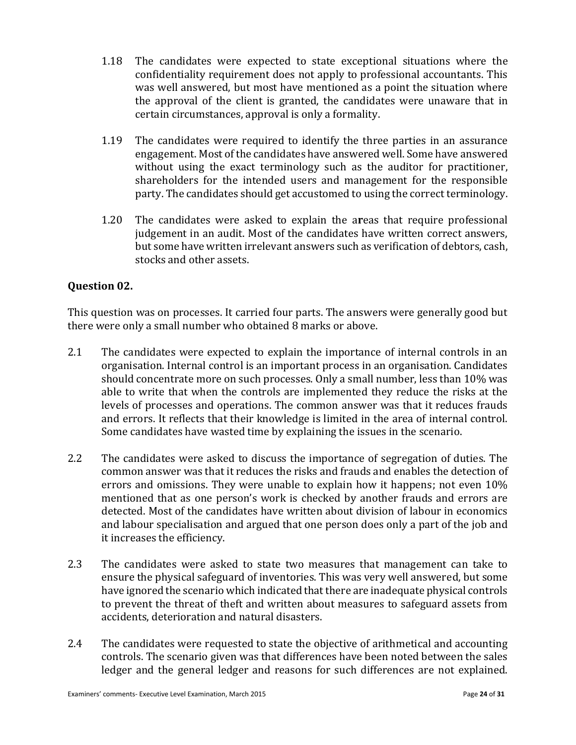1.18 The candidates were expected to state exceptional situations where the confidentiality requirement does not apply to professional accountants. This was well answered, but most have mentioned as a point the situation where the approval of the client is granted, the candidates were unaware that in certain circumstances, approval is only a formality.

1.19 The candidates were required to identify the three parties in an assurance engagement. Most of the candidates have answered well. Some have answered without using the exact terminology such as the auditor for practitioner, shareholders for the intended users and management for the responsible party. The candidates should get accustomed to using the correct terminology.

1.20 The candidates were asked to explain the a**r**eas that require professional judgement in an audit. Most of the candidates have written correct answers, but some have written irrelevant answers such as verification of debtors, cash, stocks and other assets.

**Question 02.**

This question was on processes. It carried four parts. The answers were generally good but there were only a small number who obtained 8 marks or above.

2.1 The candidates were expected to explain the importance of internal controls in an organisation. Internal control is an important process in an organisation. Candidates should concentrate more on such processes. Only a small number, less than 10% was able to write that when the controls are implemented they reduce the risks at the levels of processes and operations. The common answer was that it reduces frauds and errors. It reflects that their knowledge is limited in the area of internal control. Some candidates have wasted time by explaining the issues in the scenario.

2.2 The candidates were asked to discuss the importance of segregation of duties. The common answer was that it reduces the risks and frauds and enables the detection of errors and omissions. They were unable to explain how it happens; not even 10% mentioned that as one person's work is checked by another frauds and errors are detected. Most of the candidates have written about division of labour in economics and labour specialisation and argued that one person does only a part of the job and it increases the efficiency.

2.3 The candidates were asked to state two measures that management can take to ensure the physical safeguard of inventories. This was very well answered, but some have ignored the scenario which indicated that there are inadequate physical controls to prevent the threat of theft and written about measures to safeguard assets from accidents, deterioration and natural disasters.

2.4 The candidates were requested to state the objective of arithmetical and accounting controls. The scenario given was that differences have been noted between the sales ledger and the general ledger and reasons for such differences are not explained.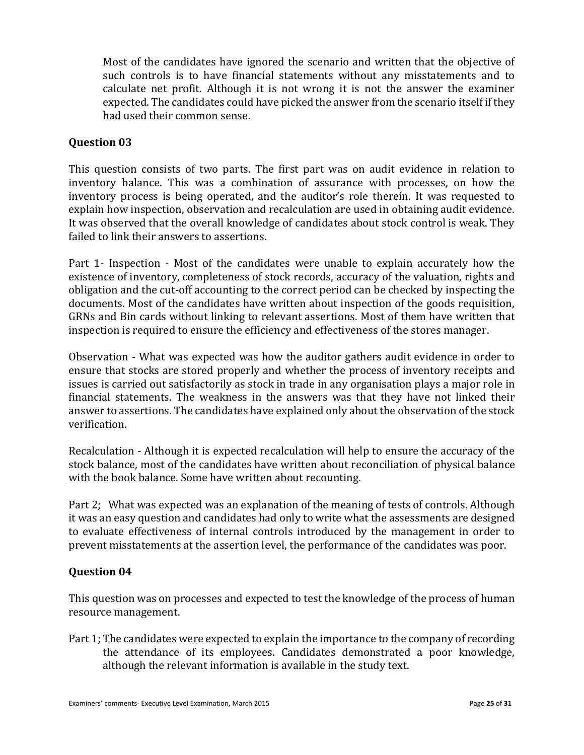Most of the candidates have ignored the scenario and written that the objective of such controls is to have financial statements without any misstatements and to calculate net profit. Although it is not wrong it is not the answer the examiner expected. The candidates could have picked the answer from the scenario itself if they had used their common sense.

### Question 03

This question consists of two parts. The first part was on audit evidence in relation to inventory balance. This was a combination of assurance with processes, on how the inventory process is being operated, and the auditor's role therein. It was requested to explain how inspection, observation and recalculation are used in obtaining audit evidence. It was observed that the overall knowledge of candidates about stock control is weak. They failed to link their answers to assertions.

Part 1- Inspection - Most of the candidates were unable to explain accurately how the existence of inventory, completeness of stock records, accuracy of the valuation, rights and obligation and the cut-off accounting to the correct period can be checked by inspecting the documents. Most of the candidates have written about inspection of the goods requisition, GRNs and Bin cards without linking to relevant assertions. Most of them have written that inspection is required to ensure the efficiency and effectiveness of the stores manager.

Observation - What was expected was how the auditor gathers audit evidence in order to ensure that stocks are stored properly and whether the process of inventory receipts and issues is carried out satisfactorily as stock in trade in any organisation plays a major role in financial statements. The weakness in the answers was that they have not linked their answer to assertions. The candidates have explained only about the observation of the stock verification.

Recalculation - Although it is expected recalculation will help to ensure the accuracy of the stock balance, most of the candidates have written about reconciliation of physical balance with the book balance. Some have written about recounting.

Part 2; What was expected was an explanation of the meaning of tests of controls. Although it was an easy question and candidates had only to write what the assessments are designed to evaluate effectiveness of internal controls introduced by the management in order to prevent misstatements at the assertion level, the performance of the candidates was poor.

### Question 04

This question was on processes and expected to test the knowledge of the process of human resource management.

Part 1; The candidates were expected to explain the importance to the company of recording the attendance of its employees. Candidates demonstrated a poor knowledge, although the relevant information is available in the study text.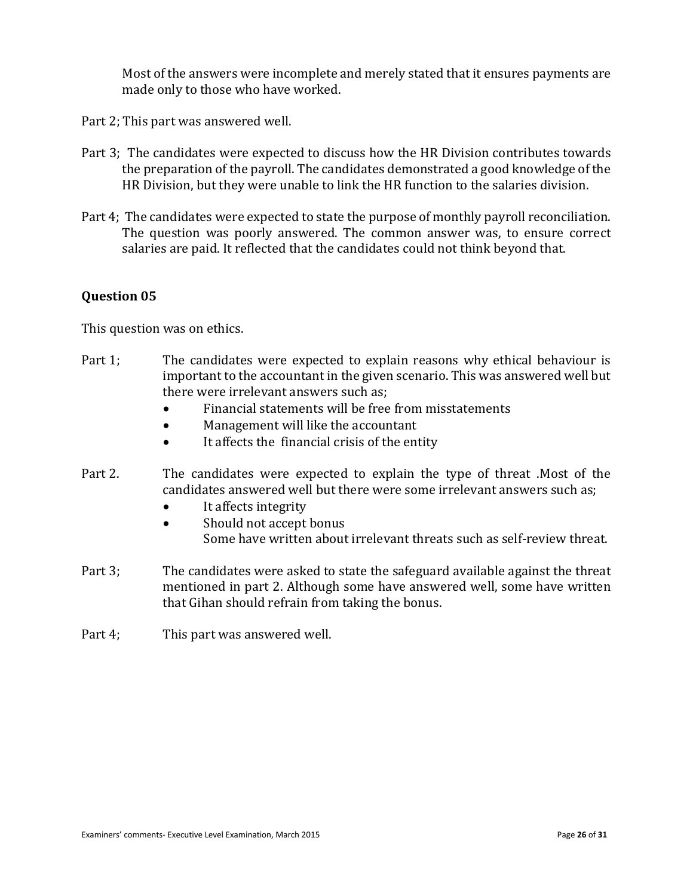Most of the answers were incomplete and merely stated that it ensures payments are made only to those who have worked.

Part 2; This part was answered well.

Part 3; The candidates were expected to discuss how the HR Division contributes towards the preparation of the payroll. The candidates demonstrated a good knowledge of the HR Division, but they were unable to link the HR function to the salaries division.

Part 4; The candidates were expected to state the purpose of monthly payroll reconciliation. The question was poorly answered. The common answer was, to ensure correct salaries are paid. It reflected that the candidates could not think beyond that.

### Question 05

This question was on ethics.

Part 1; The candidates were expected to explain reasons why ethical behaviour is important to the accountant in the given scenario. This was answered well but there were irrelevant answers such as;

- Financial statements will be free from misstatements
- Management will like the accountant
- It affects the financial crisis of the entity

Part 2. The candidates were expected to explain the type of threat .Most of the candidates answered well but there were some irrelevant answers such as;

- It affects integrity
- Should not accept bonus

Some have written about irrelevant threats such as self-review threat.

Part 3; The candidates were asked to state the safeguard available against the threat mentioned in part 2. Although some have answered well, some have written that Gihan should refrain from taking the bonus.

Part 4; This part was answered well.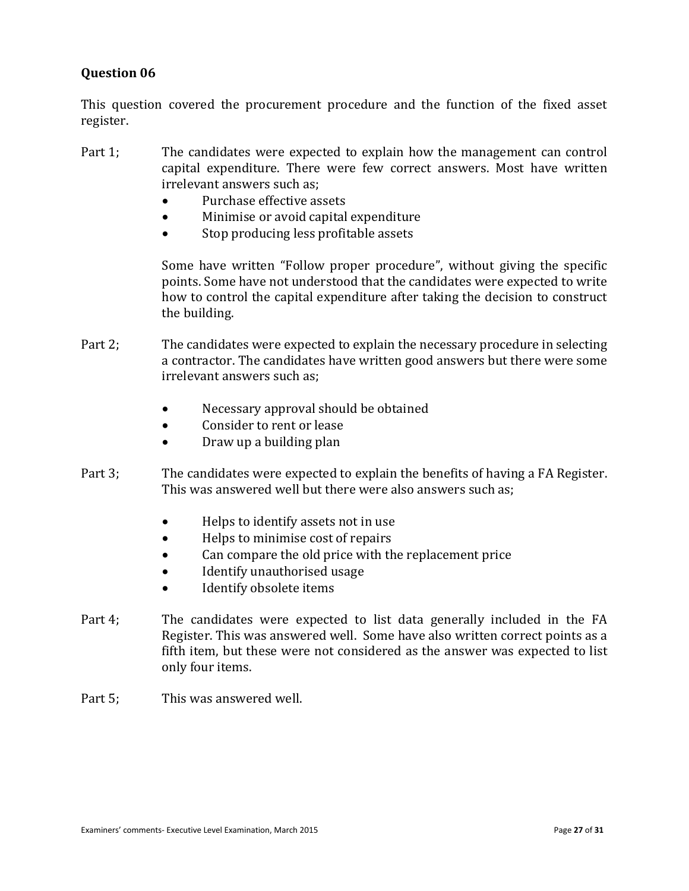## Question 06

This question covered the procurement procedure and the function of the fixed asset register.

Part 1; The candidates were expected to explain how the management can control capital expenditure. There were few correct answers. Most have written irrelevant answers such as;

- Purchase effective assets
- Minimise or avoid capital expenditure
- Stop producing less profitable assets

Some have written "Follow proper procedure", without giving the specific points. Some have not understood that the candidates were expected to write how to control the capital expenditure after taking the decision to construct the building.

Part 2; The candidates were expected to explain the necessary procedure in selecting a contractor. The candidates have written good answers but there were some irrelevant answers such as;

- Necessary approval should be obtained
- Consider to rent or lease
- Draw up a building plan

Part 3; The candidates were expected to explain the benefits of having a FA Register. This was answered well but there were also answers such as;

- Helps to identify assets not in use
- Helps to minimise cost of repairs
- Can compare the old price with the replacement price
- Identify unauthorised usage
- Identify obsolete items

Part 4; The candidates were expected to list data generally included in the FA Register. This was answered well. Some have also written correct points as a fifth item, but these were not considered as the answer was expected to list only four items.

Part 5; This was answered well.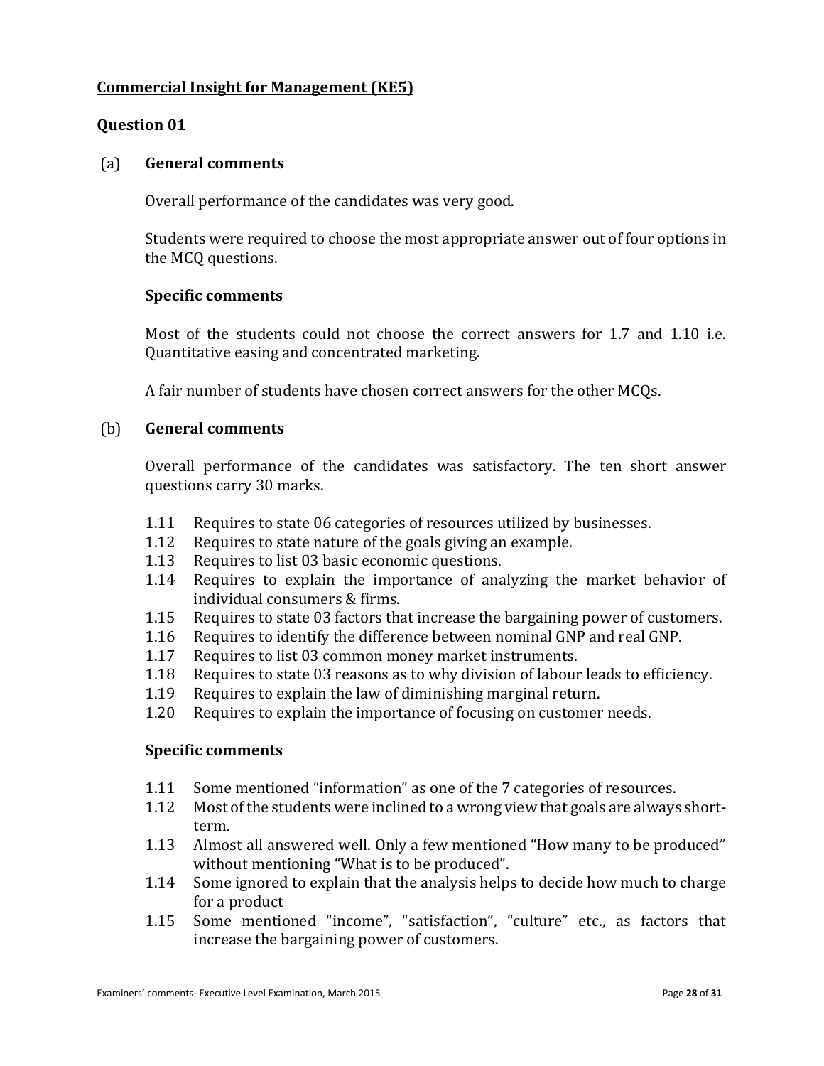## Commercial Insight for Management (KE5)

### Question 01

(a) **General comments**

Overall performance of the candidates was very good.

Students were required to choose the most appropriate answer out of four options in the MCQ questions.

**Specific comments**

Most of the students could not choose the correct answers for 1.7 and 1.10 i.e. Quantitative easing and concentrated marketing.

A fair number of students have chosen correct answers for the other MCQs.

(b) **General comments**

Overall performance of the candidates was satisfactory. The ten short answer questions carry 30 marks.

- 1.11 Requires to state 06 categories of resources utilized by businesses.
- 1.12 Requires to state nature of the goals giving an example.
- 1.13 Requires to list 03 basic economic questions.
- 1.14 Requires to explain the importance of analyzing the market behavior of individual consumers & firms.
- 1.15 Requires to state 03 factors that increase the bargaining power of customers.
- 1.16 Requires to identify the difference between nominal GNP and real GNP.
- 1.17 Requires to list 03 common money market instruments.
- 1.18 Requires to state 03 reasons as to why division of labour leads to efficiency.
- 1.19 Requires to explain the law of diminishing marginal return.
- 1.20 Requires to explain the importance of focusing on customer needs.

**Specific comments**

- 1.11 Some mentioned "information" as one of the 7 categories of resources.
- 1.12 Most of the students were inclined to a wrong view that goals are always short-term.
- 1.13 Almost all answered well. Only a few mentioned "How many to be produced" without mentioning "What is to be produced".
- 1.14 Some ignored to explain that the analysis helps to decide how much to charge for a product
- 1.15 Some mentioned "income", "satisfaction", "culture" etc., as factors that increase the bargaining power of customers.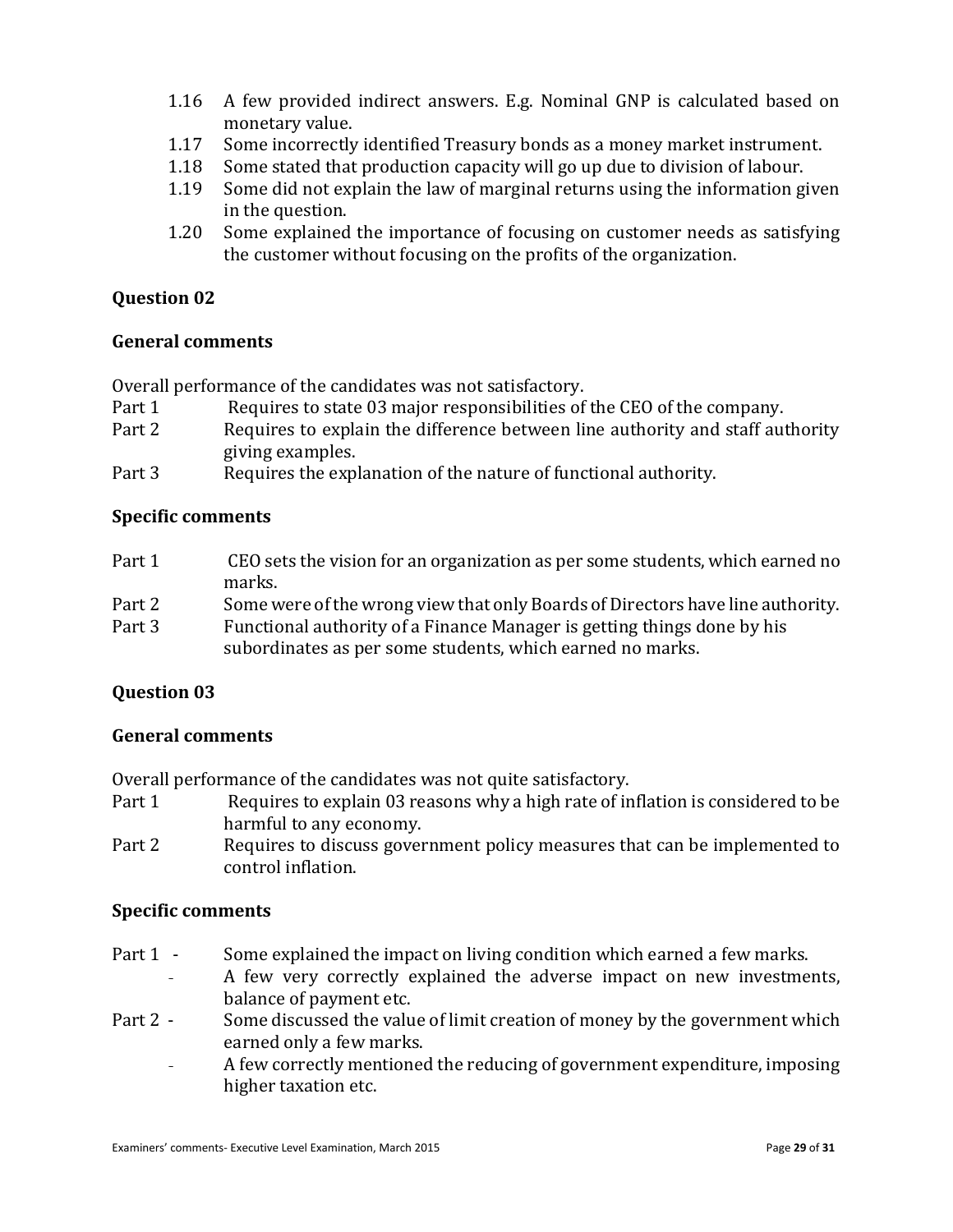1.16 A few provided indirect answers. E.g. Nominal GNP is calculated based on monetary value.

1.17 Some incorrectly identified Treasury bonds as a money market instrument.

1.18 Some stated that production capacity will go up due to division of labour.

1.19 Some did not explain the law of marginal returns using the information given in the question.

1.20 Some explained the importance of focusing on customer needs as satisfying the customer without focusing on the profits of the organization.

### Question 02

#### General comments

Overall performance of the candidates was not satisfactory.

Part 1 Requires to state 03 major responsibilities of the CEO of the company.

Part 2 Requires to explain the difference between line authority and staff authority giving examples.

Part 3 Requires the explanation of the nature of functional authority.

#### Specific comments

Part 1 CEO sets the vision for an organization as per some students, which earned no marks.

Part 2 Some were of the wrong view that only Boards of Directors have line authority.

Part 3 Functional authority of a Finance Manager is getting things done by his subordinates as per some students, which earned no marks.

### Question 03

#### General comments

Overall performance of the candidates was not quite satisfactory.

Part 1 Requires to explain 03 reasons why a high rate of inflation is considered to be harmful to any economy.

Part 2 Requires to discuss government policy measures that can be implemented to control inflation.

#### Specific comments

Part 1 -
- Some explained the impact on living condition which earned a few marks.
- A few very correctly explained the adverse impact on new investments, balance of payment etc.

Part 2 -
- Some discussed the value of limit creation of money by the government which earned only a few marks.
- A few correctly mentioned the reducing of government expenditure, imposing higher taxation etc.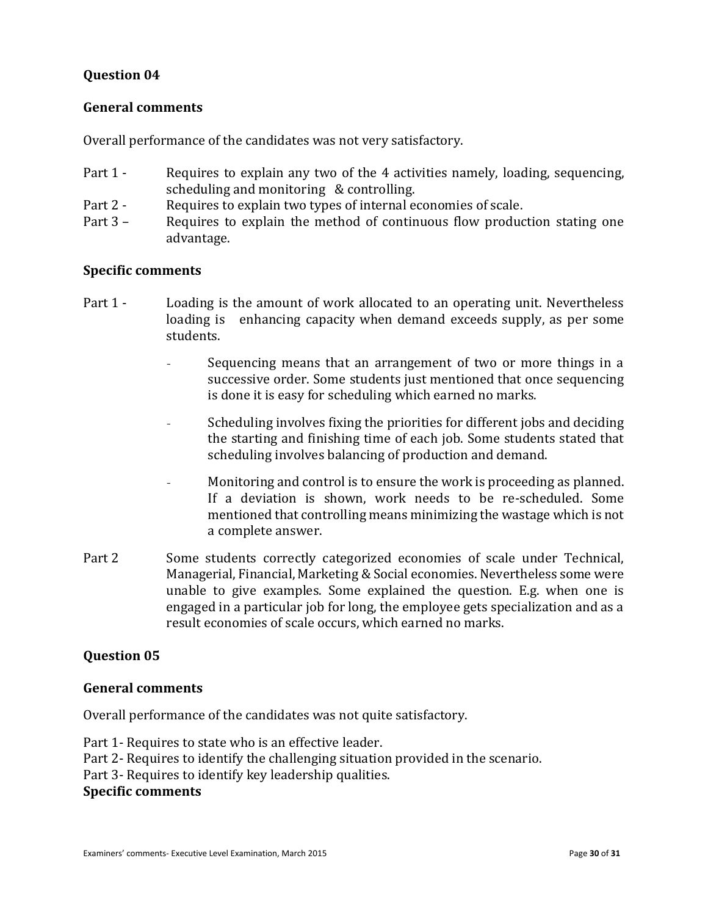## Question 04

### General comments

Overall performance of the candidates was not very satisfactory.

- Part 1 - Requires to explain any two of the 4 activities namely, loading, sequencing, scheduling and monitoring & controlling.
- Part 2 - Requires to explain two types of internal economies of scale.
- Part 3 – Requires to explain the method of continuous flow production stating one advantage.

### Specific comments

Part 1 - Loading is the amount of work allocated to an operating unit. Nevertheless loading is enhancing capacity when demand exceeds supply, as per some students.

- Sequencing means that an arrangement of two or more things in a successive order. Some students just mentioned that once sequencing is done it is easy for scheduling which earned no marks.
- Scheduling involves fixing the priorities for different jobs and deciding the starting and finishing time of each job. Some students stated that scheduling involves balancing of production and demand.
- Monitoring and control is to ensure the work is proceeding as planned. If a deviation is shown, work needs to be re-scheduled. Some mentioned that controlling means minimizing the wastage which is not a complete answer.

Part 2 Some students correctly categorized economies of scale under Technical, Managerial, Financial, Marketing & Social economies. Nevertheless some were unable to give examples. Some explained the question. E.g. when one is engaged in a particular job for long, the employee gets specialization and as a result economies of scale occurs, which earned no marks.

## Question 05

### General comments

Overall performance of the candidates was not quite satisfactory.

Part 1- Requires to state who is an effective leader.
Part 2- Requires to identify the challenging situation provided in the scenario.
Part 3- Requires to identify key leadership qualities.

### Specific comments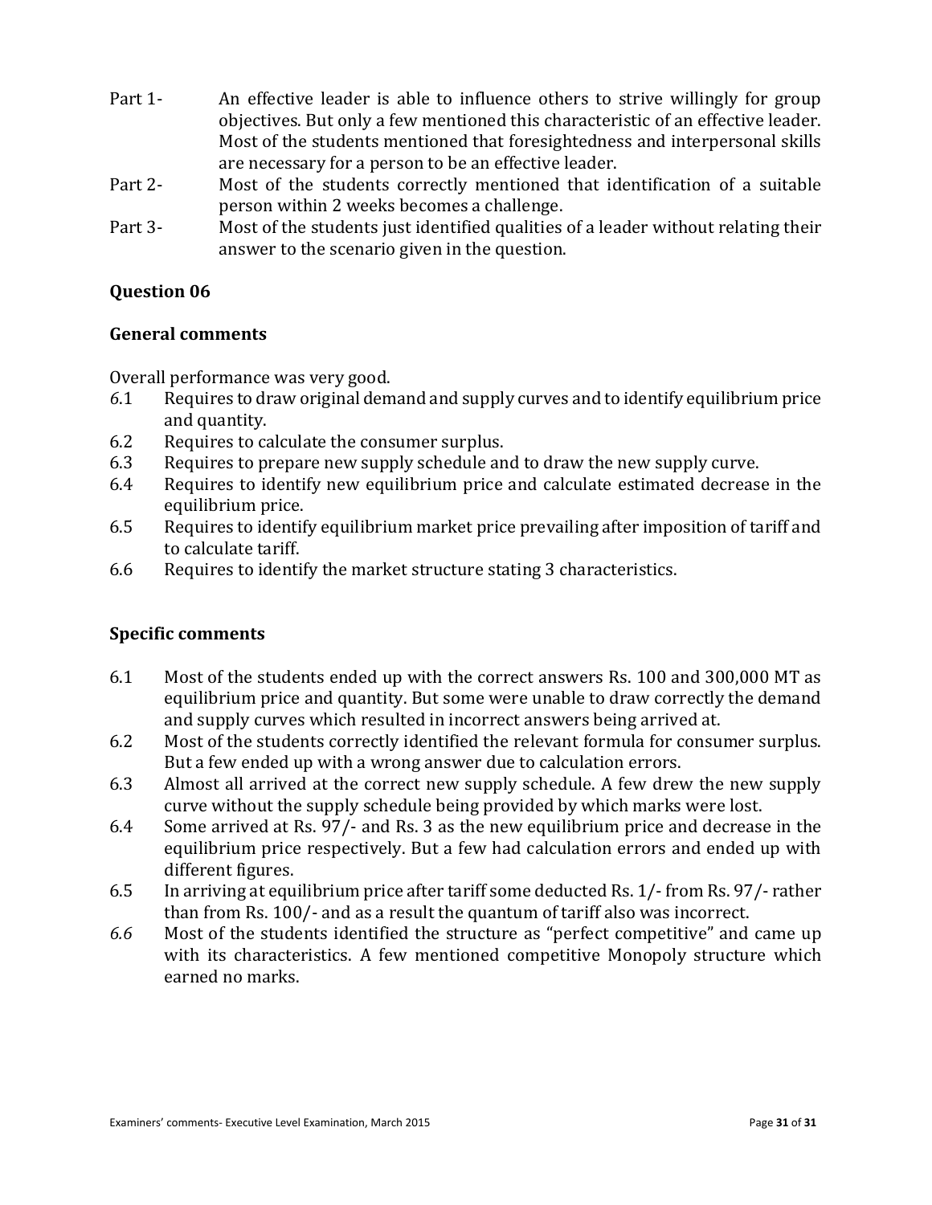Part 1- An effective leader is able to influence others to strive willingly for group objectives. But only a few mentioned this characteristic of an effective leader. Most of the students mentioned that foresightedness and interpersonal skills are necessary for a person to be an effective leader.

Part 2- Most of the students correctly mentioned that identification of a suitable person within 2 weeks becomes a challenge.

Part 3- Most of the students just identified qualities of a leader without relating their answer to the scenario given in the question.

### Question 06

### General comments

Overall performance was very good.

*6.*1 Requires to draw original demand and supply curves and to identify equilibrium price and quantity.

6.2 Requires to calculate the consumer surplus.

6.3 Requires to prepare new supply schedule and to draw the new supply curve.

6.4 Requires to identify new equilibrium price and calculate estimated decrease in the equilibrium price.

6.5 Requires to identify equilibrium market price prevailing after imposition of tariff and to calculate tariff.

6.6 Requires to identify the market structure stating 3 characteristics.

### Specific comments

6.1 Most of the students ended up with the correct answers Rs. 100 and 300,000 MT as equilibrium price and quantity. But some were unable to draw correctly the demand and supply curves which resulted in incorrect answers being arrived at.

6.2 Most of the students correctly identified the relevant formula for consumer surplus. But a few ended up with a wrong answer due to calculation errors.

6.3 Almost all arrived at the correct new supply schedule. A few drew the new supply curve without the supply schedule being provided by which marks were lost.

6.4 Some arrived at Rs. 97/- and Rs. 3 as the new equilibrium price and decrease in the equilibrium price respectively. But a few had calculation errors and ended up with different figures.

6.5 In arriving at equilibrium price after tariff some deducted Rs. 1/- from Rs. 97/- rather than from Rs. 100/- and as a result the quantum of tariff also was incorrect.

*6.6* Most of the students identified the structure as "perfect competitive" and came up with its characteristics. A few mentioned competitive Monopoly structure which earned no marks.